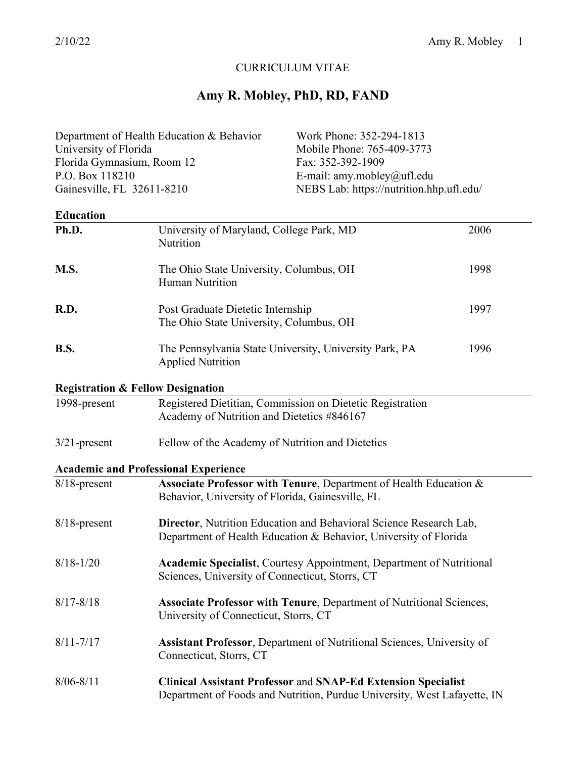CURRICULUM VITAE

# Amy R. Mobley, PhD, RD, FAND

Department of Health Education & Behavior
University of Florida
Florida Gymnasium, Room 12
P.O. Box 118210
Gainesville, FL 32611-8210

Work Phone: 352-294-1813
Mobile Phone: 765-409-3773
Fax: 352-392-1909
E-mail: amy.mobley@ufl.edu
NEBS Lab: https://nutrition.hhp.ufl.edu/

## Education

| | | |
|---|---|---|
| **Ph.D.** | University of Maryland, College Park, MD<br>Nutrition | 2006 |
| **M.S.** | The Ohio State University, Columbus, OH<br>Human Nutrition | 1998 |
| **R.D.** | Post Graduate Dietetic Internship<br>The Ohio State University, Columbus, OH | 1997 |
| **B.S.** | The Pennsylvania State University, University Park, PA<br>Applied Nutrition | 1996 |

## Registration & Fellow Designation

| | |
|---|---|
| 1998-present | Registered Dietitian, Commission on Dietetic Registration<br>Academy of Nutrition and Dietetics #846167 |
| 3/21-present | Fellow of the Academy of Nutrition and Dietetics |

## Academic and Professional Experience

| | |
|---|---|
| 8/18-present | **Associate Professor with Tenure**, Department of Health Education & Behavior, University of Florida, Gainesville, FL |
| 8/18-present | **Director**, Nutrition Education and Behavioral Science Research Lab, Department of Health Education & Behavior, University of Florida |
| 8/18-1/20 | **Academic Specialist**, Courtesy Appointment, Department of Nutritional Sciences, University of Connecticut, Storrs, CT |
| 8/17-8/18 | **Associate Professor with Tenure**, Department of Nutritional Sciences, University of Connecticut, Storrs, CT |
| 8/11-7/17 | **Assistant Professor**, Department of Nutritional Sciences, University of Connecticut, Storrs, CT |
| 8/06-8/11 | **Clinical Assistant Professor** and **SNAP-Ed Extension Specialist**<br>Department of Foods and Nutrition, Purdue University, West Lafayette, IN |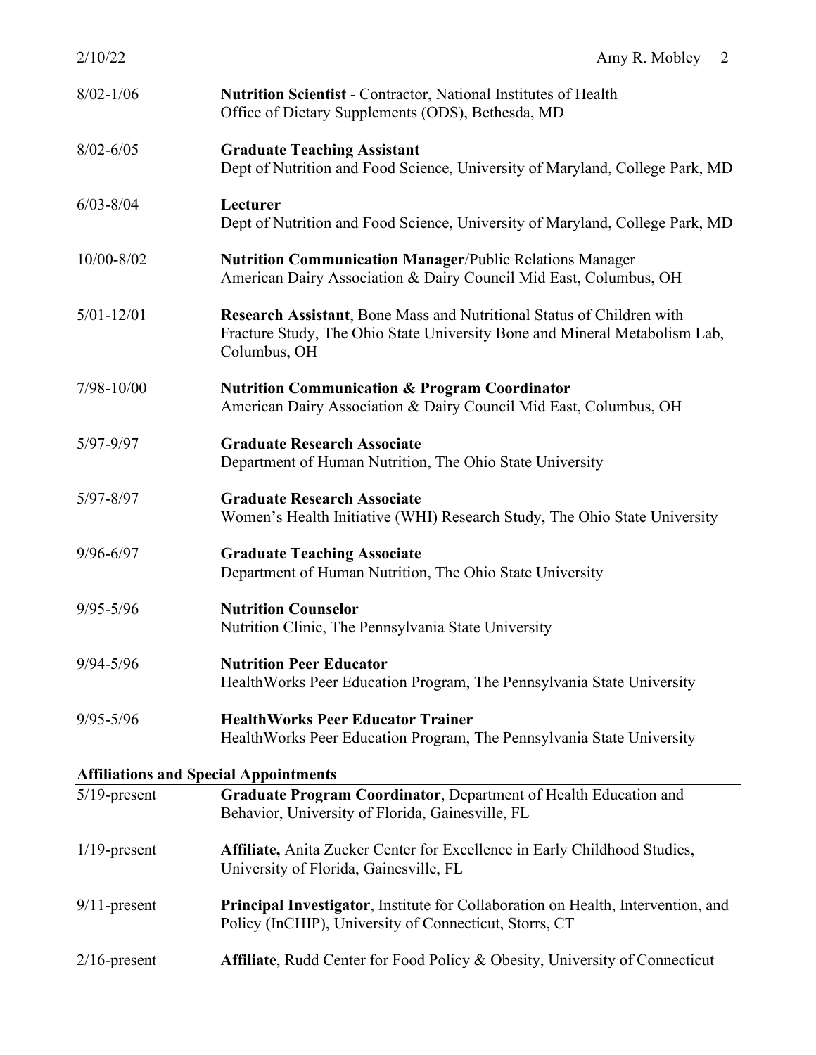8/02-1/06 **Nutrition Scientist** - Contractor, National Institutes of Health
Office of Dietary Supplements (ODS), Bethesda, MD

8/02-6/05 **Graduate Teaching Assistant**
Dept of Nutrition and Food Science, University of Maryland, College Park, MD

6/03-8/04 **Lecturer**
Dept of Nutrition and Food Science, University of Maryland, College Park, MD

10/00-8/02 **Nutrition Communication Manager**/Public Relations Manager
American Dairy Association & Dairy Council Mid East, Columbus, OH

5/01-12/01 **Research Assistant**, Bone Mass and Nutritional Status of Children with Fracture Study, The Ohio State University Bone and Mineral Metabolism Lab, Columbus, OH

7/98-10/00 **Nutrition Communication & Program Coordinator**
American Dairy Association & Dairy Council Mid East, Columbus, OH

5/97-9/97 **Graduate Research Associate**
Department of Human Nutrition, The Ohio State University

5/97-8/97 **Graduate Research Associate**
Women's Health Initiative (WHI) Research Study, The Ohio State University

9/96-6/97 **Graduate Teaching Associate**
Department of Human Nutrition, The Ohio State University

9/95-5/96 **Nutrition Counselor**
Nutrition Clinic, The Pennsylvania State University

9/94-5/96 **Nutrition Peer Educator**
HealthWorks Peer Education Program, The Pennsylvania State University

9/95-5/96 **HealthWorks Peer Educator Trainer**
HealthWorks Peer Education Program, The Pennsylvania State University

## Affiliations and Special Appointments

5/19-present **Graduate Program Coordinator**, Department of Health Education and Behavior, University of Florida, Gainesville, FL

1/19-present **Affiliate,** Anita Zucker Center for Excellence in Early Childhood Studies, University of Florida, Gainesville, FL

9/11-present **Principal Investigator**, Institute for Collaboration on Health, Intervention, and Policy (InCHIP), University of Connecticut, Storrs, CT

2/16-present **Affiliate**, Rudd Center for Food Policy & Obesity, University of Connecticut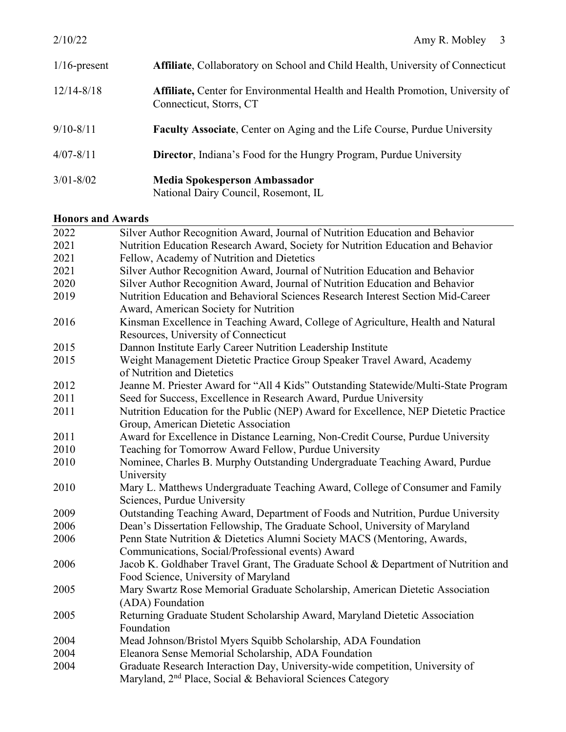| | |
|---|---|
| 1/16-present | **Affiliate**, Collaboratory on School and Child Health, University of Connecticut |
| 12/14-8/18 | **Affiliate,** Center for Environmental Health and Health Promotion, University of Connecticut, Storrs, CT |
| 9/10-8/11 | **Faculty Associate**, Center on Aging and the Life Course, Purdue University |
| 4/07-8/11 | **Director**, Indiana's Food for the Hungry Program, Purdue University |
| 3/01-8/02 | **Media Spokesperson Ambassador** National Dairy Council, Rosemont, IL |

## Honors and Awards

| | |
|---|---|
| 2022 | Silver Author Recognition Award, Journal of Nutrition Education and Behavior |
| 2021 | Nutrition Education Research Award, Society for Nutrition Education and Behavior |
| 2021 | Fellow, Academy of Nutrition and Dietetics |
| 2021 | Silver Author Recognition Award, Journal of Nutrition Education and Behavior |
| 2020 | Silver Author Recognition Award, Journal of Nutrition Education and Behavior |
| 2019 | Nutrition Education and Behavioral Sciences Research Interest Section Mid-Career Award, American Society for Nutrition |
| 2016 | Kinsman Excellence in Teaching Award, College of Agriculture, Health and Natural Resources, University of Connecticut |
| 2015 | Dannon Institute Early Career Nutrition Leadership Institute |
| 2015 | Weight Management Dietetic Practice Group Speaker Travel Award, Academy of Nutrition and Dietetics |
| 2012 | Jeanne M. Priester Award for "All 4 Kids" Outstanding Statewide/Multi-State Program |
| 2011 | Seed for Success, Excellence in Research Award, Purdue University |
| 2011 | Nutrition Education for the Public (NEP) Award for Excellence, NEP Dietetic Practice Group, American Dietetic Association |
| 2011 | Award for Excellence in Distance Learning, Non-Credit Course, Purdue University |
| 2010 | Teaching for Tomorrow Award Fellow, Purdue University |
| 2010 | Nominee, Charles B. Murphy Outstanding Undergraduate Teaching Award, Purdue University |
| 2010 | Mary L. Matthews Undergraduate Teaching Award, College of Consumer and Family Sciences, Purdue University |
| 2009 | Outstanding Teaching Award, Department of Foods and Nutrition, Purdue University |
| 2006 | Dean's Dissertation Fellowship, The Graduate School, University of Maryland |
| 2006 | Penn State Nutrition & Dietetics Alumni Society MACS (Mentoring, Awards, Communications, Social/Professional events) Award |
| 2006 | Jacob K. Goldhaber Travel Grant, The Graduate School & Department of Nutrition and Food Science, University of Maryland |
| 2005 | Mary Swartz Rose Memorial Graduate Scholarship, American Dietetic Association (ADA) Foundation |
| 2005 | Returning Graduate Student Scholarship Award, Maryland Dietetic Association Foundation |
| 2004 | Mead Johnson/Bristol Myers Squibb Scholarship, ADA Foundation |
| 2004 | Eleanora Sense Memorial Scholarship, ADA Foundation |
| 2004 | Graduate Research Interaction Day, University-wide competition, University of Maryland, 2nd Place, Social & Behavioral Sciences Category |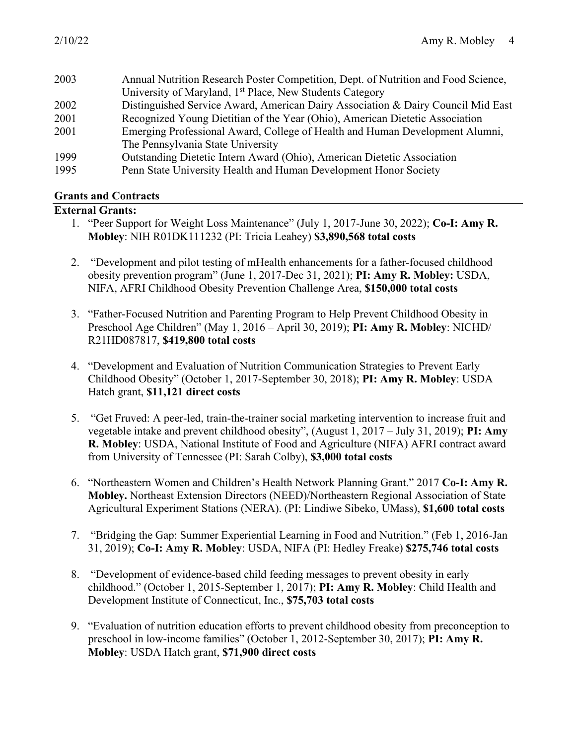| | |
|---|---|
| 2003 | Annual Nutrition Research Poster Competition, Dept. of Nutrition and Food Science, University of Maryland, 1st Place, New Students Category |
| 2002 | Distinguished Service Award, American Dairy Association & Dairy Council Mid East |
| 2001 | Recognized Young Dietitian of the Year (Ohio), American Dietetic Association |
| 2001 | Emerging Professional Award, College of Health and Human Development Alumni, The Pennsylvania State University |
| 1999 | Outstanding Dietetic Intern Award (Ohio), American Dietetic Association |
| 1995 | Penn State University Health and Human Development Honor Society |

## Grants and Contracts

**External Grants:**

1. "Peer Support for Weight Loss Maintenance" (July 1, 2017-June 30, 2022); **Co-I: Amy R. Mobley**: NIH R01DK111232 (PI: Tricia Leahey) **$3,890,568 total costs**

2. "Development and pilot testing of mHealth enhancements for a father-focused childhood obesity prevention program" (June 1, 2017-Dec 31, 2021); **PI: Amy R. Mobley:** USDA, NIFA, AFRI Childhood Obesity Prevention Challenge Area, **$150,000 total costs**

3. "Father-Focused Nutrition and Parenting Program to Help Prevent Childhood Obesity in Preschool Age Children" (May 1, 2016 – April 30, 2019); **PI: Amy R. Mobley**: NICHD/ R21HD087817, **$419,800 total costs**

4. "Development and Evaluation of Nutrition Communication Strategies to Prevent Early Childhood Obesity" (October 1, 2017-September 30, 2018); **PI: Amy R. Mobley**: USDA Hatch grant, **$11,121 direct costs**

5. "Get Fruved: A peer-led, train-the-trainer social marketing intervention to increase fruit and vegetable intake and prevent childhood obesity", (August 1, 2017 – July 31, 2019); **PI: Amy R. Mobley**: USDA, National Institute of Food and Agriculture (NIFA) AFRI contract award from University of Tennessee (PI: Sarah Colby), **$3,000 total costs**

6. "Northeastern Women and Children's Health Network Planning Grant." 2017 **Co-I: Amy R. Mobley.** Northeast Extension Directors (NEED)/Northeastern Regional Association of State Agricultural Experiment Stations (NERA). (PI: Lindiwe Sibeko, UMass), **$1,600 total costs**

7. "Bridging the Gap: Summer Experiential Learning in Food and Nutrition." (Feb 1, 2016-Jan 31, 2019); **Co-I: Amy R. Mobley**: USDA, NIFA (PI: Hedley Freake) **$275,746 total costs**

8. "Development of evidence-based child feeding messages to prevent obesity in early childhood." (October 1, 2015-September 1, 2017); **PI: Amy R. Mobley**: Child Health and Development Institute of Connecticut, Inc., **$75,703 total costs**

9. "Evaluation of nutrition education efforts to prevent childhood obesity from preconception to preschool in low-income families" (October 1, 2012-September 30, 2017); **PI: Amy R. Mobley**: USDA Hatch grant, **$71,900 direct costs**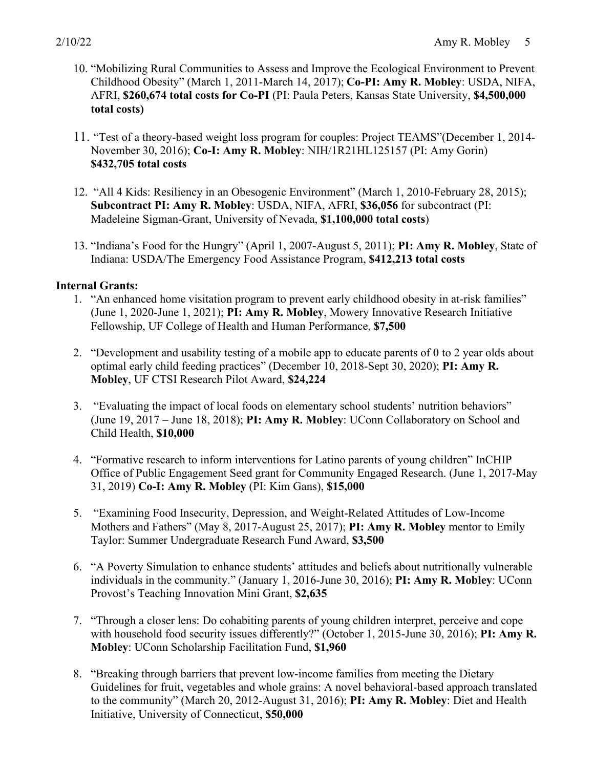10. "Mobilizing Rural Communities to Assess and Improve the Ecological Environment to Prevent Childhood Obesity" (March 1, 2011-March 14, 2017); **Co-PI: Amy R. Mobley**: USDA, NIFA, AFRI, **$260,674 total costs for Co-PI** (PI: Paula Peters, Kansas State University, **$4,500,000 total costs)**

11. "Test of a theory-based weight loss program for couples: Project TEAMS"(December 1, 2014-November 30, 2016); **Co-I: Amy R. Mobley**: NIH/1R21HL125157 (PI: Amy Gorin) **$432,705 total costs**

12. "All 4 Kids: Resiliency in an Obesogenic Environment" (March 1, 2010-February 28, 2015); **Subcontract PI: Amy R. Mobley**: USDA, NIFA, AFRI, **$36,056** for subcontract (PI: Madeleine Sigman-Grant, University of Nevada, **$1,100,000 total costs**)

13. "Indiana's Food for the Hungry" (April 1, 2007-August 5, 2011); **PI: Amy R. Mobley**, State of Indiana: USDA/The Emergency Food Assistance Program, **$412,213 total costs**

**Internal Grants:**

1. "An enhanced home visitation program to prevent early childhood obesity in at-risk families" (June 1, 2020-June 1, 2021); **PI: Amy R. Mobley**, Mowery Innovative Research Initiative Fellowship, UF College of Health and Human Performance, **$7,500**

2. "Development and usability testing of a mobile app to educate parents of 0 to 2 year olds about optimal early child feeding practices" (December 10, 2018-Sept 30, 2020); **PI: Amy R. Mobley**, UF CTSI Research Pilot Award, **$24,224**

3. "Evaluating the impact of local foods on elementary school students' nutrition behaviors" (June 19, 2017 – June 18, 2018); **PI: Amy R. Mobley**: UConn Collaboratory on School and Child Health, **$10,000**

4. "Formative research to inform interventions for Latino parents of young children" InCHIP Office of Public Engagement Seed grant for Community Engaged Research. (June 1, 2017-May 31, 2019) **Co-I: Amy R. Mobley** (PI: Kim Gans), **$15,000**

5. "Examining Food Insecurity, Depression, and Weight-Related Attitudes of Low-Income Mothers and Fathers" (May 8, 2017-August 25, 2017); **PI: Amy R. Mobley** mentor to Emily Taylor: Summer Undergraduate Research Fund Award, **$3,500**

6. "A Poverty Simulation to enhance students' attitudes and beliefs about nutritionally vulnerable individuals in the community." (January 1, 2016-June 30, 2016); **PI: Amy R. Mobley**: UConn Provost's Teaching Innovation Mini Grant, **$2,635**

7. "Through a closer lens: Do cohabiting parents of young children interpret, perceive and cope with household food security issues differently?" (October 1, 2015-June 30, 2016); **PI: Amy R. Mobley**: UConn Scholarship Facilitation Fund, **$1,960**

8. "Breaking through barriers that prevent low-income families from meeting the Dietary Guidelines for fruit, vegetables and whole grains: A novel behavioral-based approach translated to the community" (March 20, 2012-August 31, 2016); **PI: Amy R. Mobley**: Diet and Health Initiative, University of Connecticut, **$50,000**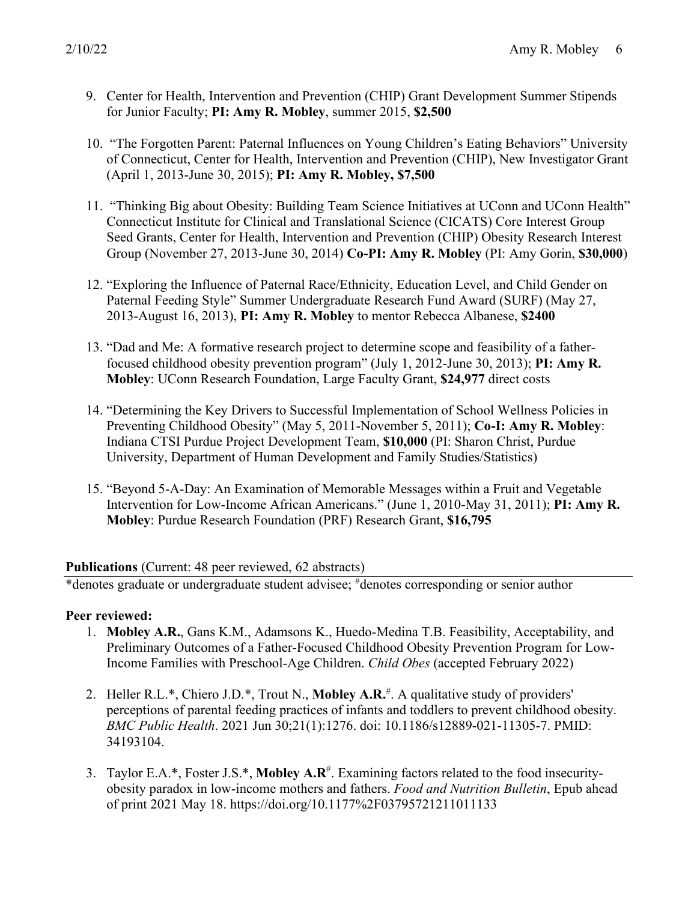9. Center for Health, Intervention and Prevention (CHIP) Grant Development Summer Stipends for Junior Faculty; **PI: Amy R. Mobley**, summer 2015, **$2,500**

10. "The Forgotten Parent: Paternal Influences on Young Children's Eating Behaviors" University of Connecticut, Center for Health, Intervention and Prevention (CHIP), New Investigator Grant (April 1, 2013-June 30, 2015); **PI: Amy R. Mobley, $7,500**

11. "Thinking Big about Obesity: Building Team Science Initiatives at UConn and UConn Health" Connecticut Institute for Clinical and Translational Science (CICATS) Core Interest Group Seed Grants, Center for Health, Intervention and Prevention (CHIP) Obesity Research Interest Group (November 27, 2013-June 30, 2014) **Co-PI: Amy R. Mobley** (PI: Amy Gorin, **$30,000**)

12. "Exploring the Influence of Paternal Race/Ethnicity, Education Level, and Child Gender on Paternal Feeding Style" Summer Undergraduate Research Fund Award (SURF) (May 27, 2013-August 16, 2013), **PI: Amy R. Mobley** to mentor Rebecca Albanese, **$2400**

13. "Dad and Me: A formative research project to determine scope and feasibility of a father-focused childhood obesity prevention program" (July 1, 2012-June 30, 2013); **PI: Amy R. Mobley**: UConn Research Foundation, Large Faculty Grant, **$24,977** direct costs

14. "Determining the Key Drivers to Successful Implementation of School Wellness Policies in Preventing Childhood Obesity" (May 5, 2011-November 5, 2011); **Co-I: Amy R. Mobley**: Indiana CTSI Purdue Project Development Team, **$10,000** (PI: Sharon Christ, Purdue University, Department of Human Development and Family Studies/Statistics)

15. "Beyond 5-A-Day: An Examination of Memorable Messages within a Fruit and Vegetable Intervention for Low-Income African Americans." (June 1, 2010-May 31, 2011); **PI: Amy R. Mobley**: Purdue Research Foundation (PRF) Research Grant, **$16,795**

**Publications** (Current: 48 peer reviewed, 62 abstracts)

*denotes graduate or undergraduate student advisee; #denotes corresponding or senior author

**Peer reviewed:**

1. **Mobley A.R.**, Gans K.M., Adamsons K., Huedo-Medina T.B. Feasibility, Acceptability, and Preliminary Outcomes of a Father-Focused Childhood Obesity Prevention Program for Low-Income Families with Preschool-Age Children. *Child Obes* (accepted February 2022)

2. Heller R.L.*, Chiero J.D.*, Trout N., **Mobley A.R.**#. A qualitative study of providers' perceptions of parental feeding practices of infants and toddlers to prevent childhood obesity. *BMC Public Health*. 2021 Jun 30;21(1):1276. doi: 10.1186/s12889-021-11305-7. PMID: 34193104.

3. Taylor E.A.*, Foster J.S.*, **Mobley A.R**#. Examining factors related to the food insecurity-obesity paradox in low-income mothers and fathers. *Food and Nutrition Bulletin*, Epub ahead of print 2021 May 18. https://doi.org/10.1177%2F03795721211011133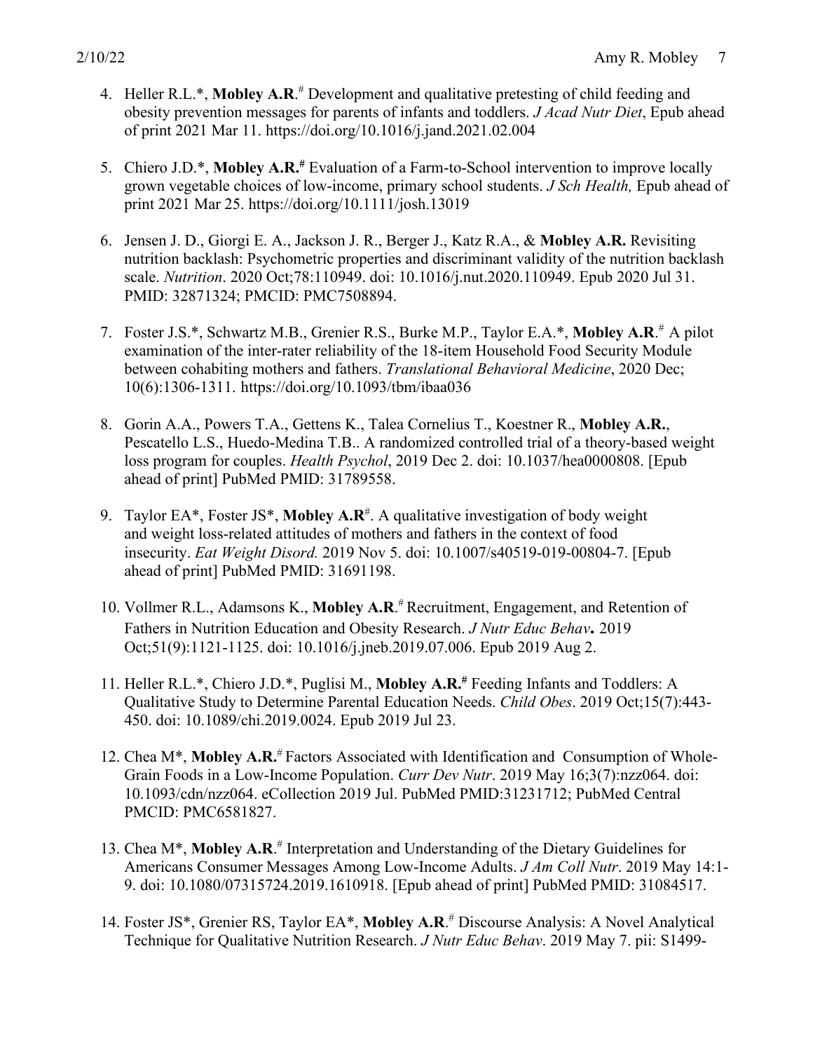4. Heller R.L.*, **Mobley A.R**.[#] Development and qualitative pretesting of child feeding and obesity prevention messages for parents of infants and toddlers. *J Acad Nutr Diet*, Epub ahead of print 2021 Mar 11. https://doi.org/10.1016/j.jand.2021.02.004

5. Chiero J.D.*, **Mobley A.R.[#]** Evaluation of a Farm-to-School intervention to improve locally grown vegetable choices of low-income, primary school students. *J Sch Health,* Epub ahead of print 2021 Mar 25. https://doi.org/10.1111/josh.13019

6. Jensen J. D., Giorgi E. A., Jackson J. R., Berger J., Katz R.A., & **Mobley A.R.** Revisiting nutrition backlash: Psychometric properties and discriminant validity of the nutrition backlash scale. *Nutrition*. 2020 Oct;78:110949. doi: 10.1016/j.nut.2020.110949. Epub 2020 Jul 31. PMID: 32871324; PMCID: PMC7508894.

7. Foster J.S.*, Schwartz M.B., Grenier R.S., Burke M.P., Taylor E.A.*, **Mobley A.R**.[#] A pilot examination of the inter-rater reliability of the 18-item Household Food Security Module between cohabiting mothers and fathers. *Translational Behavioral Medicine*, 2020 Dec; 10(6):1306-1311. https://doi.org/10.1093/tbm/ibaa036

8. Gorin A.A., Powers T.A., Gettens K., Talea Cornelius T., Koestner R., **Mobley A.R.**, Pescatello L.S., Huedo-Medina T.B.. A randomized controlled trial of a theory-based weight loss program for couples. *Health Psychol*, 2019 Dec 2. doi: 10.1037/hea0000808. [Epub ahead of print] PubMed PMID: 31789558.

9. Taylor EA*, Foster JS*, **Mobley A.R**[#]. A qualitative investigation of body weight and weight loss-related attitudes of mothers and fathers in the context of food insecurity. *Eat Weight Disord.* 2019 Nov 5. doi: 10.1007/s40519-019-00804-7. [Epub ahead of print] PubMed PMID: 31691198.

10. Vollmer R.L., Adamsons K., **Mobley A.R**.[#] Recruitment, Engagement, and Retention of Fathers in Nutrition Education and Obesity Research. *J Nutr Educ Behav***.** 2019 Oct;51(9):1121-1125. doi: 10.1016/j.jneb.2019.07.006. Epub 2019 Aug 2.

11. Heller R.L.*, Chiero J.D.*, Puglisi M., **Mobley A.R.[#]** Feeding Infants and Toddlers: A Qualitative Study to Determine Parental Education Needs. *Child Obes*. 2019 Oct;15(7):443-450. doi: 10.1089/chi.2019.0024. Epub 2019 Jul 23.

12. Chea M*, **Mobley A.R.**[#] Factors Associated with Identification and Consumption of Whole-Grain Foods in a Low-Income Population. *Curr Dev Nutr*. 2019 May 16;3(7):nzz064. doi: 10.1093/cdn/nzz064. eCollection 2019 Jul. PubMed PMID:31231712; PubMed Central PMCID: PMC6581827.

13. Chea M*, **Mobley A.R**.[#] Interpretation and Understanding of the Dietary Guidelines for Americans Consumer Messages Among Low-Income Adults. *J Am Coll Nutr*. 2019 May 14:1-9. doi: 10.1080/07315724.2019.1610918. [Epub ahead of print] PubMed PMID: 31084517.

14. Foster JS*, Grenier RS, Taylor EA*, **Mobley A.R**.[#] Discourse Analysis: A Novel Analytical Technique for Qualitative Nutrition Research. *J Nutr Educ Behav*. 2019 May 7. pii: S1499-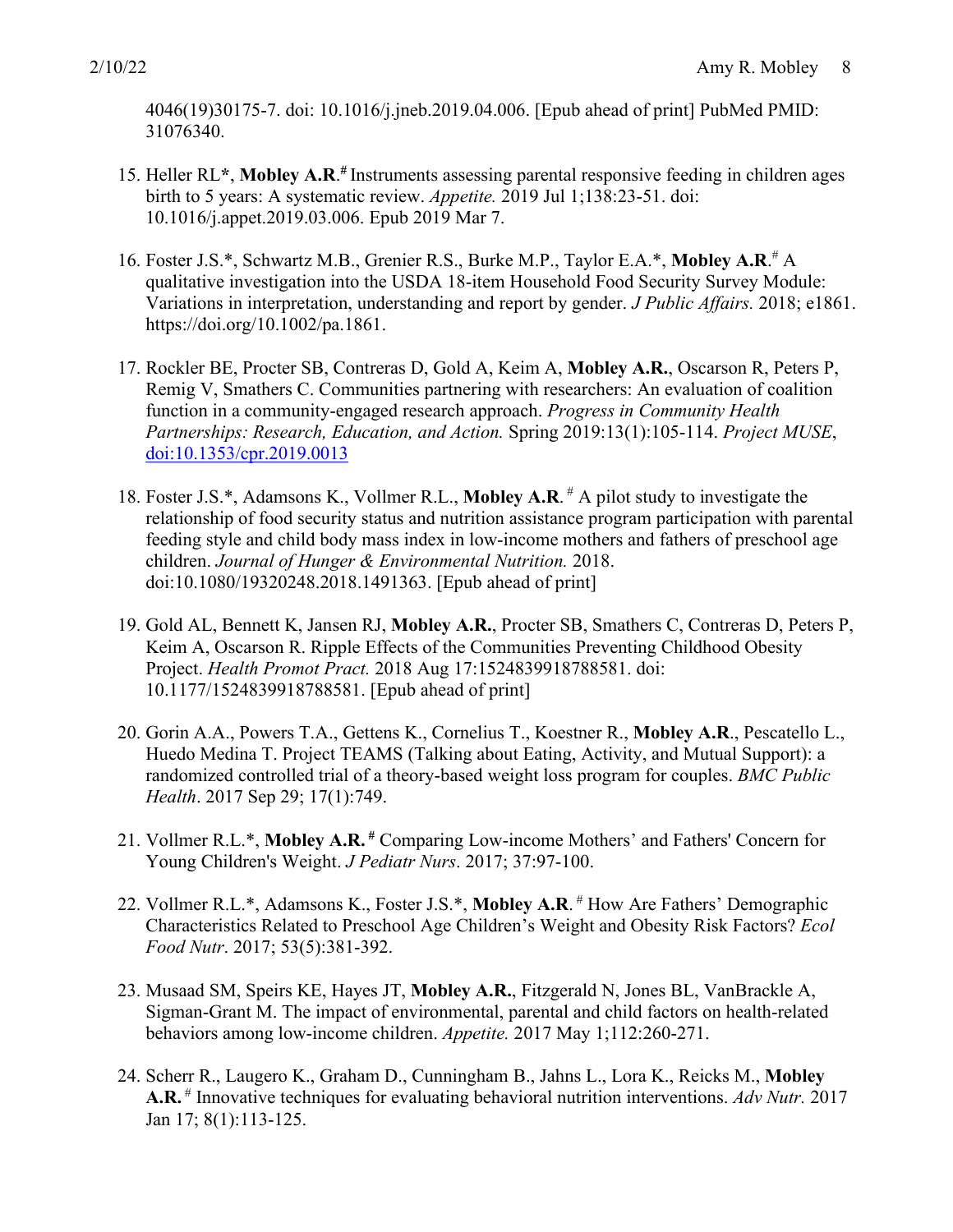4046(19)30175-7. doi: 10.1016/j.jneb.2019.04.006. [Epub ahead of print] PubMed PMID: 31076340.

15. Heller RL*, **Mobley A.R.**# Instruments assessing parental responsive feeding in children ages birth to 5 years: A systematic review. *Appetite.* 2019 Jul 1;138:23-51. doi: 10.1016/j.appet.2019.03.006. Epub 2019 Mar 7.

16. Foster J.S.*, Schwartz M.B., Grenier R.S., Burke M.P., Taylor E.A.*, **Mobley A.R.**# A qualitative investigation into the USDA 18-item Household Food Security Survey Module: Variations in interpretation, understanding and report by gender. *J Public Affairs.* 2018; e1861. https://doi.org/10.1002/pa.1861.

17. Rockler BE, Procter SB, Contreras D, Gold A, Keim A, **Mobley A.R.**, Oscarson R, Peters P, Remig V, Smathers C. Communities partnering with researchers: An evaluation of coalition function in a community-engaged research approach. *Progress in Community Health Partnerships: Research, Education, and Action.* Spring 2019:13(1):105-114. *Project MUSE*, doi:10.1353/cpr.2019.0013

18. Foster J.S.*, Adamsons K., Vollmer R.L., **Mobley A.R.** # A pilot study to investigate the relationship of food security status and nutrition assistance program participation with parental feeding style and child body mass index in low-income mothers and fathers of preschool age children. *Journal of Hunger & Environmental Nutrition.* 2018. doi:10.1080/19320248.2018.1491363. [Epub ahead of print]

19. Gold AL, Bennett K, Jansen RJ, **Mobley A.R.**, Procter SB, Smathers C, Contreras D, Peters P, Keim A, Oscarson R. Ripple Effects of the Communities Preventing Childhood Obesity Project. *Health Promot Pract.* 2018 Aug 17:1524839918788581. doi: 10.1177/1524839918788581. [Epub ahead of print]

20. Gorin A.A., Powers T.A., Gettens K., Cornelius T., Koestner R., **Mobley A.R**., Pescatello L., Huedo Medina T. Project TEAMS (Talking about Eating, Activity, and Mutual Support): a randomized controlled trial of a theory-based weight loss program for couples. *BMC Public Health*. 2017 Sep 29; 17(1):749.

21. Vollmer R.L.*, **Mobley A.R.** # Comparing Low-income Mothers' and Fathers' Concern for Young Children's Weight. *J Pediatr Nurs*. 2017; 37:97-100.

22. Vollmer R.L.*, Adamsons K., Foster J.S.*, **Mobley A.R**. # How Are Fathers' Demographic Characteristics Related to Preschool Age Children's Weight and Obesity Risk Factors? *Ecol Food Nutr*. 2017; 53(5):381-392.

23. Musaad SM, Speirs KE, Hayes JT, **Mobley A.R.**, Fitzgerald N, Jones BL, VanBrackle A, Sigman-Grant M. The impact of environmental, parental and child factors on health-related behaviors among low-income children. *Appetite.* 2017 May 1;112:260-271.

24. Scherr R., Laugero K., Graham D., Cunningham B., Jahns L., Lora K., Reicks M., **Mobley A.R.** # Innovative techniques for evaluating behavioral nutrition interventions. *Adv Nutr.* 2017 Jan 17; 8(1):113-125.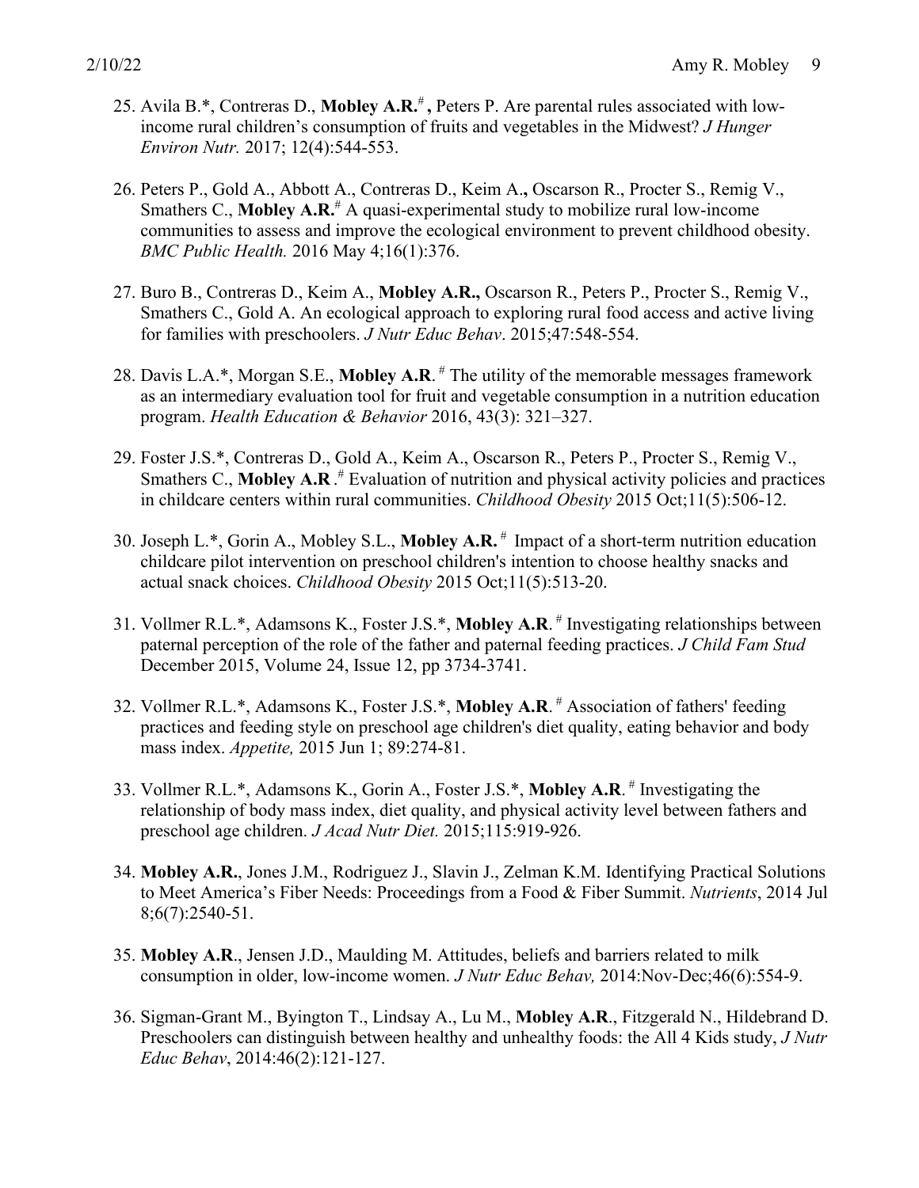25. Avila B.*, Contreras D., **Mobley A.R.**[#]**,** Peters P. Are parental rules associated with low-income rural children's consumption of fruits and vegetables in the Midwest? *J Hunger Environ Nutr.* 2017; 12(4):544-553.

26. Peters P., Gold A., Abbott A., Contreras D., Keim A.**,** Oscarson R., Procter S., Remig V., Smathers C., **Mobley A.R.**[#] A quasi-experimental study to mobilize rural low-income communities to assess and improve the ecological environment to prevent childhood obesity. *BMC Public Health.* 2016 May 4;16(1):376.

27. Buro B., Contreras D., Keim A., **Mobley A.R.,** Oscarson R., Peters P., Procter S., Remig V., Smathers C., Gold A. An ecological approach to exploring rural food access and active living for families with preschoolers. *J Nutr Educ Behav*. 2015;47:548-554.

28. Davis L.A.*, Morgan S.E., **Mobley A.R**. [#] The utility of the memorable messages framework as an intermediary evaluation tool for fruit and vegetable consumption in a nutrition education program. *Health Education & Behavior* 2016, 43(3): 321–327.

29. Foster J.S.*, Contreras D., Gold A., Keim A., Oscarson R., Peters P., Procter S., Remig V., Smathers C., **Mobley A.R** .[#] Evaluation of nutrition and physical activity policies and practices in childcare centers within rural communities. *Childhood Obesity* 2015 Oct;11(5):506-12.

30. Joseph L.*, Gorin A., Mobley S.L., **Mobley A.R.** [#] Impact of a short-term nutrition education childcare pilot intervention on preschool children's intention to choose healthy snacks and actual snack choices. *Childhood Obesity* 2015 Oct;11(5):513-20.

31. Vollmer R.L.*, Adamsons K., Foster J.S.*, **Mobley A.R**. [#] Investigating relationships between paternal perception of the role of the father and paternal feeding practices. *J Child Fam Stud* December 2015, Volume 24, Issue 12, pp 3734-3741.

32. Vollmer R.L.*, Adamsons K., Foster J.S.*, **Mobley A.R**. [#] Association of fathers' feeding practices and feeding style on preschool age children's diet quality, eating behavior and body mass index. *Appetite,* 2015 Jun 1; 89:274-81.

33. Vollmer R.L.*, Adamsons K., Gorin A., Foster J.S.*, **Mobley A.R**. [#] Investigating the relationship of body mass index, diet quality, and physical activity level between fathers and preschool age children. *J Acad Nutr Diet.* 2015;115:919-926.

34. **Mobley A.R.**, Jones J.M., Rodriguez J., Slavin J., Zelman K.M. Identifying Practical Solutions to Meet America's Fiber Needs: Proceedings from a Food & Fiber Summit. *Nutrients*, 2014 Jul 8;6(7):2540-51.

35. **Mobley A.R**., Jensen J.D., Maulding M. Attitudes, beliefs and barriers related to milk consumption in older, low-income women. *J Nutr Educ Behav,* 2014:Nov-Dec;46(6):554-9.

36. Sigman-Grant M., Byington T., Lindsay A., Lu M., **Mobley A.R**., Fitzgerald N., Hildebrand D. Preschoolers can distinguish between healthy and unhealthy foods: the All 4 Kids study, *J Nutr Educ Behav*, 2014:46(2):121-127.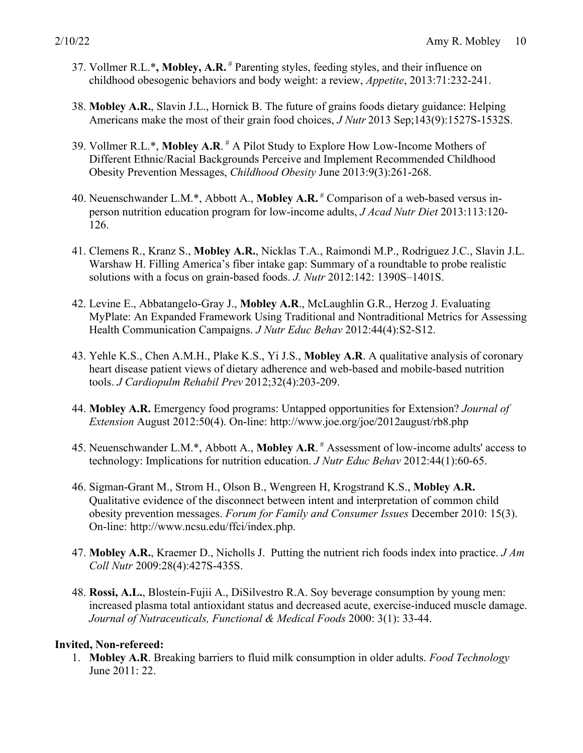37. Vollmer R.L.*, **Mobley, A.R.** [#] Parenting styles, feeding styles, and their influence on childhood obesogenic behaviors and body weight: a review, *Appetite*, 2013:71:232-241.

38. **Mobley A.R.**, Slavin J.L., Hornick B. The future of grains foods dietary guidance: Helping Americans make the most of their grain food choices, *J Nutr* 2013 Sep;143(9):1527S-1532S.

39. Vollmer R.L.*, **Mobley A.R**. [#] A Pilot Study to Explore How Low-Income Mothers of Different Ethnic/Racial Backgrounds Perceive and Implement Recommended Childhood Obesity Prevention Messages, *Childhood Obesity* June 2013:9(3):261-268.

40. Neuenschwander L.M.*, Abbott A., **Mobley A.R.** [#] Comparison of a web-based versus in-person nutrition education program for low-income adults, *J Acad Nutr Diet* 2013:113:120-126.

41. Clemens R., Kranz S., **Mobley A.R.**, Nicklas T.A., Raimondi M.P., Rodriguez J.C., Slavin J.L. Warshaw H. Filling America's fiber intake gap: Summary of a roundtable to probe realistic solutions with a focus on grain-based foods. *J. Nutr* 2012:142: 1390S–1401S.

42. Levine E., Abbatangelo-Gray J., **Mobley A.R**., McLaughlin G.R., Herzog J. Evaluating MyPlate: An Expanded Framework Using Traditional and Nontraditional Metrics for Assessing Health Communication Campaigns. *J Nutr Educ Behav* 2012:44(4):S2-S12.

43. Yehle K.S., Chen A.M.H., Plake K.S., Yi J.S., **Mobley A.R**. A qualitative analysis of coronary heart disease patient views of dietary adherence and web-based and mobile-based nutrition tools. *J Cardiopulm Rehabil Prev* 2012;32(4):203-209.

44. **Mobley A.R.** Emergency food programs: Untapped opportunities for Extension? *Journal of Extension* August 2012:50(4). On-line: http://www.joe.org/joe/2012august/rb8.php

45. Neuenschwander L.M.*, Abbott A., **Mobley A.R**. [#] Assessment of low-income adults' access to technology: Implications for nutrition education. *J Nutr Educ Behav* 2012:44(1):60-65.

46. Sigman-Grant M., Strom H., Olson B., Wengreen H, Krogstrand K.S., **Mobley A.R.** Qualitative evidence of the disconnect between intent and interpretation of common child obesity prevention messages. *Forum for Family and Consumer Issues* December 2010: 15(3). On-line: http://www.ncsu.edu/ffci/index.php.

47. **Mobley A.R.**, Kraemer D., Nicholls J. Putting the nutrient rich foods index into practice. *J Am Coll Nutr* 2009:28(4):427S-435S.

48. **Rossi, A.L.**, Blostein-Fujii A., DiSilvestro R.A. Soy beverage consumption by young men: increased plasma total antioxidant status and decreased acute, exercise-induced muscle damage. *Journal of Nutraceuticals, Functional & Medical Foods* 2000: 3(1): 33-44.

**Invited, Non-refereed:**

1. **Mobley A.R**. Breaking barriers to fluid milk consumption in older adults. *Food Technology* June 2011: 22.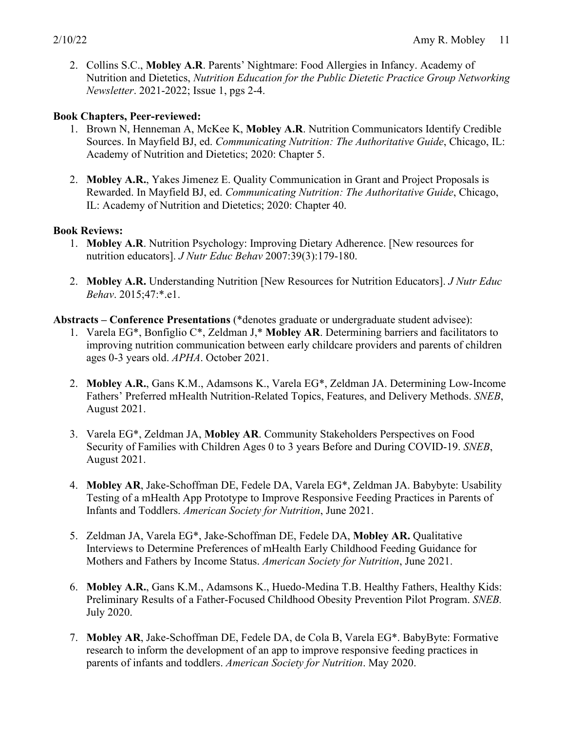2. Collins S.C., **Mobley A.R**. Parents' Nightmare: Food Allergies in Infancy. Academy of Nutrition and Dietetics, *Nutrition Education for the Public Dietetic Practice Group Networking Newsletter*. 2021-2022; Issue 1, pgs 2-4.

**Book Chapters, Peer-reviewed:**

1. Brown N, Henneman A, McKee K, **Mobley A.R**. Nutrition Communicators Identify Credible Sources. In Mayfield BJ, ed. *Communicating Nutrition: The Authoritative Guide*, Chicago, IL: Academy of Nutrition and Dietetics; 2020: Chapter 5.

2. **Mobley A.R.**, Yakes Jimenez E. Quality Communication in Grant and Project Proposals is Rewarded. In Mayfield BJ, ed. *Communicating Nutrition: The Authoritative Guide*, Chicago, IL: Academy of Nutrition and Dietetics; 2020: Chapter 40.

**Book Reviews:**

1. **Mobley A.R**. Nutrition Psychology: Improving Dietary Adherence. [New resources for nutrition educators]. *J Nutr Educ Behav* 2007:39(3):179-180.

2. **Mobley A.R.** Understanding Nutrition [New Resources for Nutrition Educators]. *J Nutr Educ Behav*. 2015;47:*.e1.

**Abstracts – Conference Presentations** (*denotes graduate or undergraduate student advisee):

1. Varela EG*, Bonfiglio C*, Zeldman J,* **Mobley AR**. Determining barriers and facilitators to improving nutrition communication between early childcare providers and parents of children ages 0-3 years old. *APHA*. October 2021.

2. **Mobley A.R.**, Gans K.M., Adamsons K., Varela EG*, Zeldman JA. Determining Low-Income Fathers' Preferred mHealth Nutrition-Related Topics, Features, and Delivery Methods. *SNEB*, August 2021.

3. Varela EG*, Zeldman JA, **Mobley AR**. Community Stakeholders Perspectives on Food Security of Families with Children Ages 0 to 3 years Before and During COVID-19. *SNEB*, August 2021.

4. **Mobley AR**, Jake-Schoffman DE, Fedele DA, Varela EG*, Zeldman JA. Babybyte: Usability Testing of a mHealth App Prototype to Improve Responsive Feeding Practices in Parents of Infants and Toddlers. *American Society for Nutrition*, June 2021.

5. Zeldman JA, Varela EG*, Jake-Schoffman DE, Fedele DA, **Mobley AR.** Qualitative Interviews to Determine Preferences of mHealth Early Childhood Feeding Guidance for Mothers and Fathers by Income Status. *American Society for Nutrition*, June 2021.

6. **Mobley A.R.**, Gans K.M., Adamsons K., Huedo-Medina T.B. Healthy Fathers, Healthy Kids: Preliminary Results of a Father-Focused Childhood Obesity Prevention Pilot Program. *SNEB.* July 2020.

7. **Mobley AR**, Jake-Schoffman DE, Fedele DA, de Cola B, Varela EG*. BabyByte: Formative research to inform the development of an app to improve responsive feeding practices in parents of infants and toddlers. *American Society for Nutrition*. May 2020.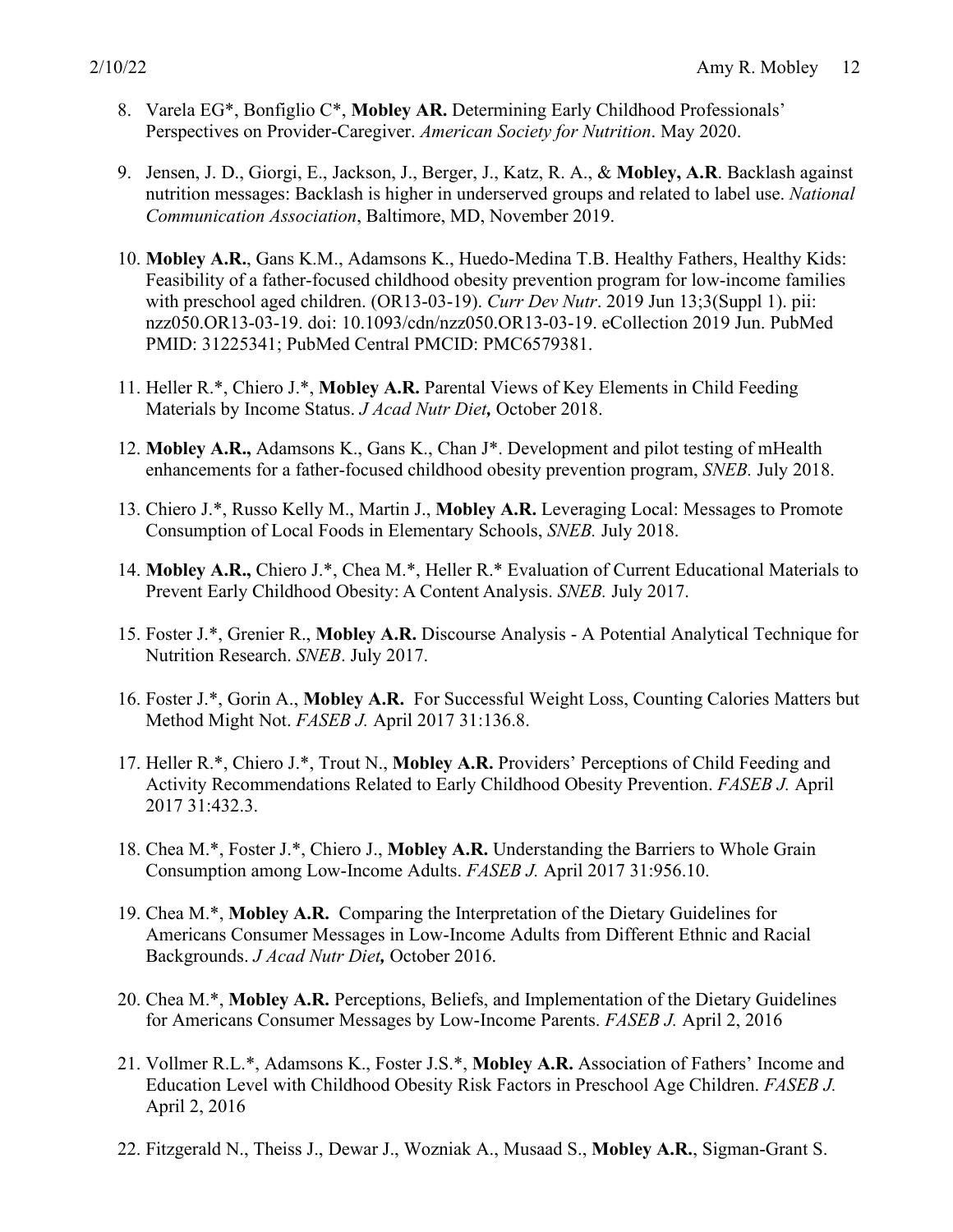8. Varela EG*, Bonfiglio C*, **Mobley AR.** Determining Early Childhood Professionals' Perspectives on Provider-Caregiver. *American Society for Nutrition*. May 2020.

9. Jensen, J. D., Giorgi, E., Jackson, J., Berger, J., Katz, R. A., & **Mobley, A.R**. Backlash against nutrition messages: Backlash is higher in underserved groups and related to label use. *National Communication Association*, Baltimore, MD, November 2019.

10. **Mobley A.R.**, Gans K.M., Adamsons K., Huedo-Medina T.B. Healthy Fathers, Healthy Kids: Feasibility of a father-focused childhood obesity prevention program for low-income families with preschool aged children. (OR13-03-19). *Curr Dev Nutr*. 2019 Jun 13;3(Suppl 1). pii: nzz050.OR13-03-19. doi: 10.1093/cdn/nzz050.OR13-03-19. eCollection 2019 Jun. PubMed PMID: 31225341; PubMed Central PMCID: PMC6579381.

11. Heller R.*, Chiero J.*, **Mobley A.R.** Parental Views of Key Elements in Child Feeding Materials by Income Status. *J Acad Nutr Diet,* October 2018.

12. **Mobley A.R.,** Adamsons K., Gans K., Chan J*. Development and pilot testing of mHealth enhancements for a father-focused childhood obesity prevention program, *SNEB.* July 2018.

13. Chiero J.*, Russo Kelly M., Martin J., **Mobley A.R.** Leveraging Local: Messages to Promote Consumption of Local Foods in Elementary Schools, *SNEB.* July 2018.

14. **Mobley A.R.,** Chiero J.*, Chea M.*, Heller R.* Evaluation of Current Educational Materials to Prevent Early Childhood Obesity: A Content Analysis. *SNEB.* July 2017.

15. Foster J.*, Grenier R., **Mobley A.R.** Discourse Analysis - A Potential Analytical Technique for Nutrition Research. *SNEB*. July 2017.

16. Foster J.*, Gorin A., **Mobley A.R.** For Successful Weight Loss, Counting Calories Matters but Method Might Not. *FASEB J.* April 2017 31:136.8.

17. Heller R.*, Chiero J.*, Trout N., **Mobley A.R.** Providers' Perceptions of Child Feeding and Activity Recommendations Related to Early Childhood Obesity Prevention. *FASEB J.* April 2017 31:432.3.

18. Chea M.*, Foster J.*, Chiero J., **Mobley A.R.** Understanding the Barriers to Whole Grain Consumption among Low-Income Adults. *FASEB J.* April 2017 31:956.10.

19. Chea M.*, **Mobley A.R.** Comparing the Interpretation of the Dietary Guidelines for Americans Consumer Messages in Low-Income Adults from Different Ethnic and Racial Backgrounds. *J Acad Nutr Diet,* October 2016.

20. Chea M.*, **Mobley A.R.** Perceptions, Beliefs, and Implementation of the Dietary Guidelines for Americans Consumer Messages by Low-Income Parents. *FASEB J.* April 2, 2016

21. Vollmer R.L.*, Adamsons K., Foster J.S.*, **Mobley A.R.** Association of Fathers' Income and Education Level with Childhood Obesity Risk Factors in Preschool Age Children. *FASEB J.* April 2, 2016

22. Fitzgerald N., Theiss J., Dewar J., Wozniak A., Musaad S., **Mobley A.R.**, Sigman-Grant S.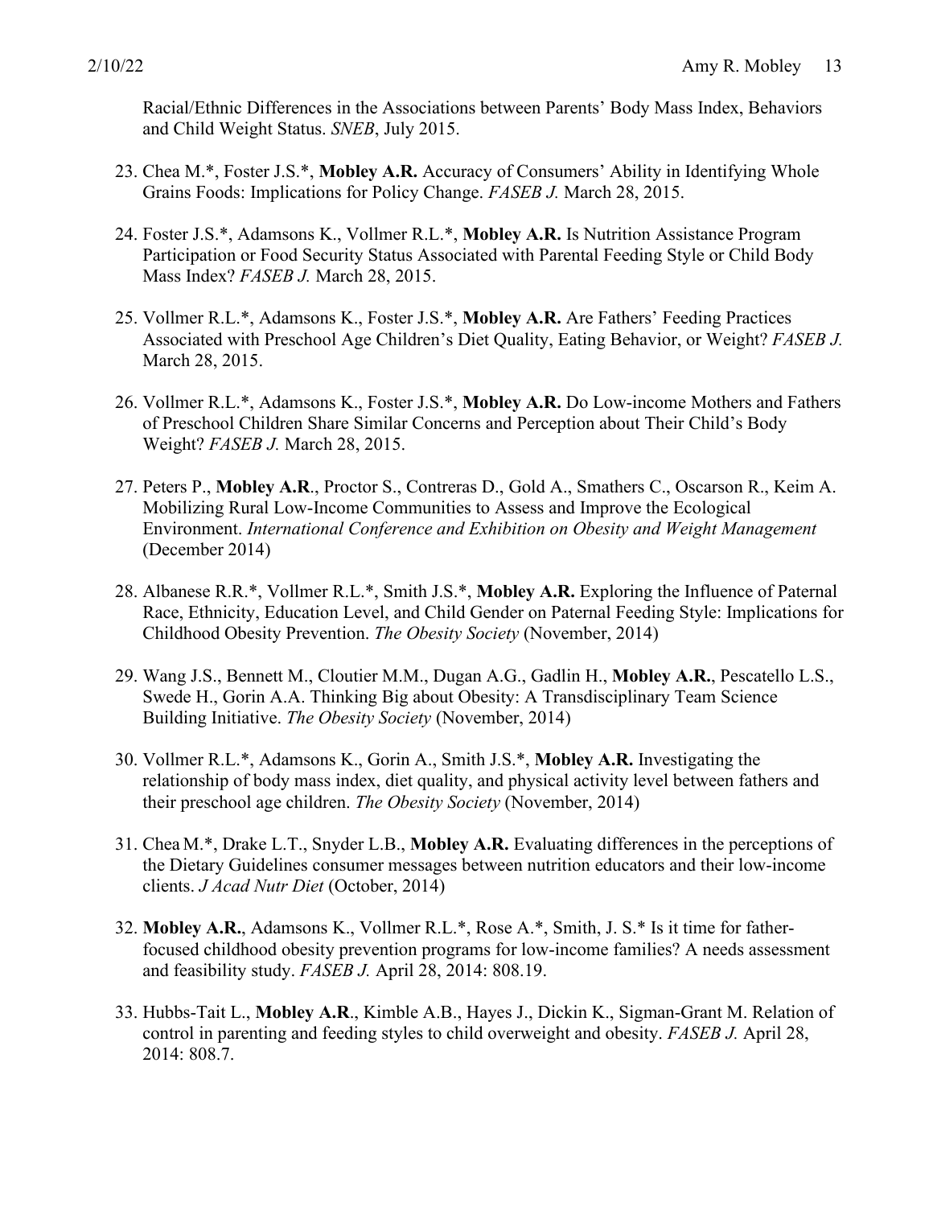Racial/Ethnic Differences in the Associations between Parents' Body Mass Index, Behaviors and Child Weight Status. *SNEB*, July 2015.

23. Chea M.*, Foster J.S.*, **Mobley A.R.** Accuracy of Consumers' Ability in Identifying Whole Grains Foods: Implications for Policy Change. *FASEB J.* March 28, 2015.

24. Foster J.S.*, Adamsons K., Vollmer R.L.*, **Mobley A.R.** Is Nutrition Assistance Program Participation or Food Security Status Associated with Parental Feeding Style or Child Body Mass Index? *FASEB J.* March 28, 2015.

25. Vollmer R.L.*, Adamsons K., Foster J.S.*, **Mobley A.R.** Are Fathers' Feeding Practices Associated with Preschool Age Children's Diet Quality, Eating Behavior, or Weight? *FASEB J.* March 28, 2015.

26. Vollmer R.L.*, Adamsons K., Foster J.S.*, **Mobley A.R.** Do Low-income Mothers and Fathers of Preschool Children Share Similar Concerns and Perception about Their Child's Body Weight? *FASEB J.* March 28, 2015.

27. Peters P., **Mobley A.R**., Proctor S., Contreras D., Gold A., Smathers C., Oscarson R., Keim A. Mobilizing Rural Low-Income Communities to Assess and Improve the Ecological Environment. *International Conference and Exhibition on Obesity and Weight Management* (December 2014)

28. Albanese R.R.*, Vollmer R.L.*, Smith J.S.*, **Mobley A.R.** Exploring the Influence of Paternal Race, Ethnicity, Education Level, and Child Gender on Paternal Feeding Style: Implications for Childhood Obesity Prevention. *The Obesity Society* (November, 2014)

29. Wang J.S., Bennett M., Cloutier M.M., Dugan A.G., Gadlin H., **Mobley A.R.**, Pescatello L.S., Swede H., Gorin A.A. Thinking Big about Obesity: A Transdisciplinary Team Science Building Initiative. *The Obesity Society* (November, 2014)

30. Vollmer R.L.*, Adamsons K., Gorin A., Smith J.S.*, **Mobley A.R.** Investigating the relationship of body mass index, diet quality, and physical activity level between fathers and their preschool age children. *The Obesity Society* (November, 2014)

31. Chea M.*, Drake L.T., Snyder L.B., **Mobley A.R.** Evaluating differences in the perceptions of the Dietary Guidelines consumer messages between nutrition educators and their low-income clients. *J Acad Nutr Diet* (October, 2014)

32. **Mobley A.R.**, Adamsons K., Vollmer R.L.*, Rose A.*, Smith, J. S.* Is it time for father-focused childhood obesity prevention programs for low-income families? A needs assessment and feasibility study. *FASEB J.* April 28, 2014: 808.19.

33. Hubbs-Tait L., **Mobley A.R**., Kimble A.B., Hayes J., Dickin K., Sigman-Grant M. Relation of control in parenting and feeding styles to child overweight and obesity. *FASEB J.* April 28, 2014: 808.7.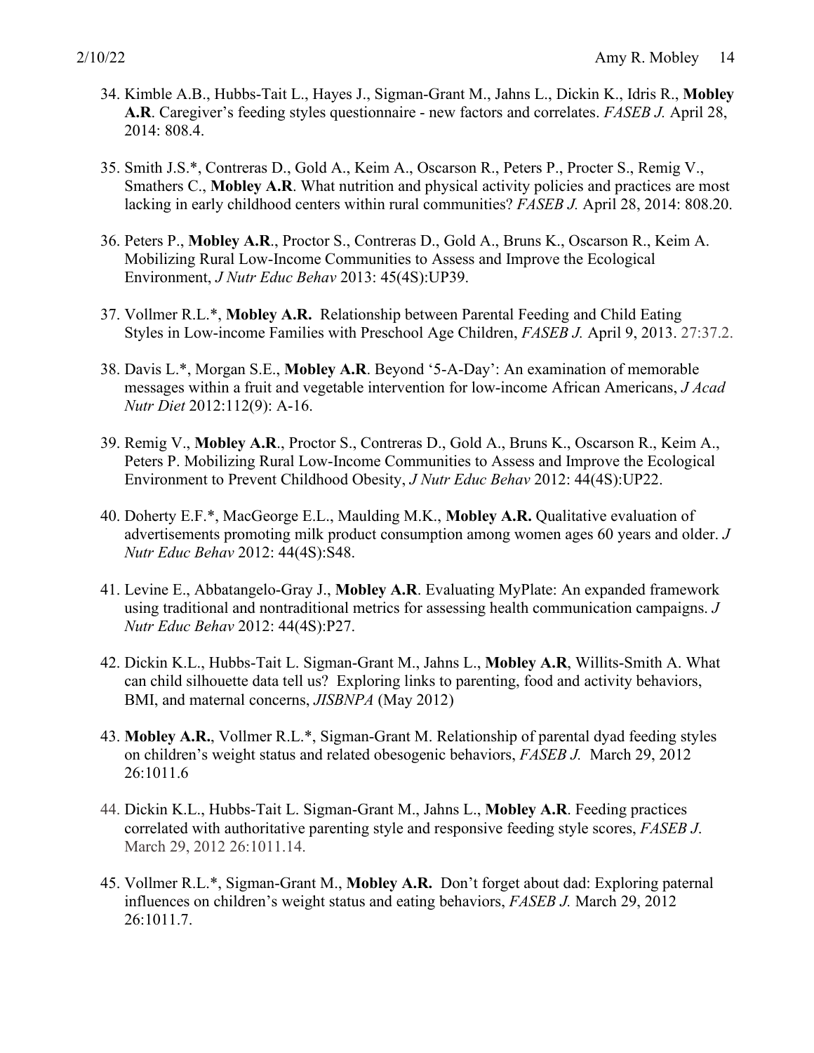34. Kimble A.B., Hubbs-Tait L., Hayes J., Sigman-Grant M., Jahns L., Dickin K., Idris R., **Mobley A.R**. Caregiver's feeding styles questionnaire - new factors and correlates. *FASEB J.* April 28, 2014: 808.4.

35. Smith J.S.*, Contreras D., Gold A., Keim A., Oscarson R., Peters P., Procter S., Remig V., Smathers C., **Mobley A.R**. What nutrition and physical activity policies and practices are most lacking in early childhood centers within rural communities? *FASEB J.* April 28, 2014: 808.20.

36. Peters P., **Mobley A.R**., Proctor S., Contreras D., Gold A., Bruns K., Oscarson R., Keim A. Mobilizing Rural Low-Income Communities to Assess and Improve the Ecological Environment, *J Nutr Educ Behav* 2013: 45(4S):UP39.

37. Vollmer R.L.*, **Mobley A.R.** Relationship between Parental Feeding and Child Eating Styles in Low-income Families with Preschool Age Children, *FASEB J.* April 9, 2013. 27:37.2.

38. Davis L.*, Morgan S.E., **Mobley A.R**. Beyond '5-A-Day': An examination of memorable messages within a fruit and vegetable intervention for low-income African Americans, *J Acad Nutr Diet* 2012:112(9): A-16.

39. Remig V., **Mobley A.R**., Proctor S., Contreras D., Gold A., Bruns K., Oscarson R., Keim A., Peters P. Mobilizing Rural Low-Income Communities to Assess and Improve the Ecological Environment to Prevent Childhood Obesity, *J Nutr Educ Behav* 2012: 44(4S):UP22.

40. Doherty E.F.*, MacGeorge E.L., Maulding M.K., **Mobley A.R.** Qualitative evaluation of advertisements promoting milk product consumption among women ages 60 years and older. *J Nutr Educ Behav* 2012: 44(4S):S48.

41. Levine E., Abbatangelo-Gray J., **Mobley A.R**. Evaluating MyPlate: An expanded framework using traditional and nontraditional metrics for assessing health communication campaigns. *J Nutr Educ Behav* 2012: 44(4S):P27.

42. Dickin K.L., Hubbs-Tait L. Sigman-Grant M., Jahns L., **Mobley A.R**, Willits-Smith A. What can child silhouette data tell us? Exploring links to parenting, food and activity behaviors, BMI, and maternal concerns, *JISBNPA* (May 2012)

43. **Mobley A.R.**, Vollmer R.L.*, Sigman-Grant M. Relationship of parental dyad feeding styles on children's weight status and related obesogenic behaviors, *FASEB J.* March 29, 2012 26:1011.6

44. Dickin K.L., Hubbs-Tait L. Sigman-Grant M., Jahns L., **Mobley A.R**. Feeding practices correlated with authoritative parenting style and responsive feeding style scores, *FASEB J*. March 29, 2012 26:1011.14.

45. Vollmer R.L.*, Sigman-Grant M., **Mobley A.R.** Don't forget about dad: Exploring paternal influences on children's weight status and eating behaviors, *FASEB J.* March 29, 2012 26:1011.7.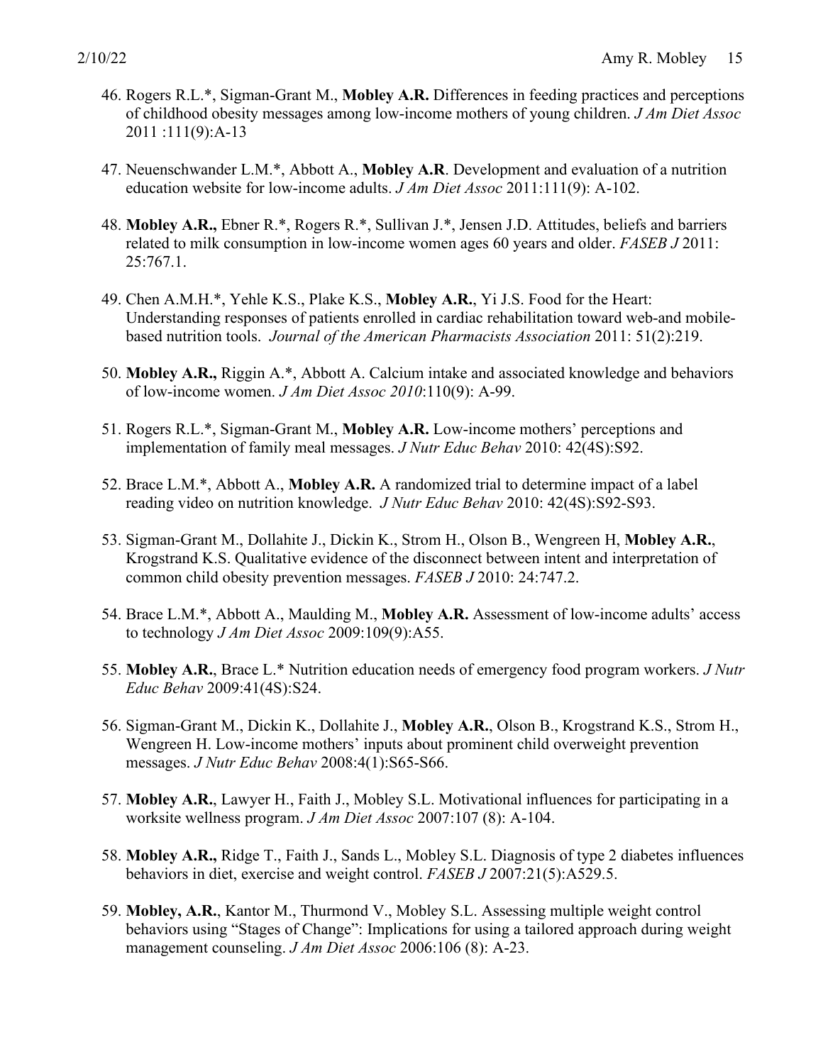46. Rogers R.L.*, Sigman-Grant M., **Mobley A.R.** Differences in feeding practices and perceptions of childhood obesity messages among low-income mothers of young children. *J Am Diet Assoc* 2011 :111(9):A-13

47. Neuenschwander L.M.*, Abbott A., **Mobley A.R**. Development and evaluation of a nutrition education website for low-income adults. *J Am Diet Assoc* 2011:111(9): A-102.

48. **Mobley A.R.,** Ebner R.*, Rogers R.*, Sullivan J.*, Jensen J.D. Attitudes, beliefs and barriers related to milk consumption in low-income women ages 60 years and older. *FASEB J* 2011: 25:767.1.

49. Chen A.M.H.*, Yehle K.S., Plake K.S., **Mobley A.R.**, Yi J.S. Food for the Heart: Understanding responses of patients enrolled in cardiac rehabilitation toward web-and mobile-based nutrition tools. *Journal of the American Pharmacists Association* 2011: 51(2):219.

50. **Mobley A.R.,** Riggin A.*, Abbott A. Calcium intake and associated knowledge and behaviors of low-income women. *J Am Diet Assoc 2010*:110(9): A-99.

51. Rogers R.L.*, Sigman-Grant M., **Mobley A.R.** Low-income mothers' perceptions and implementation of family meal messages. *J Nutr Educ Behav* 2010: 42(4S):S92.

52. Brace L.M.*, Abbott A., **Mobley A.R.** A randomized trial to determine impact of a label reading video on nutrition knowledge. *J Nutr Educ Behav* 2010: 42(4S):S92-S93.

53. Sigman-Grant M., Dollahite J., Dickin K., Strom H., Olson B., Wengreen H, **Mobley A.R.**, Krogstrand K.S. Qualitative evidence of the disconnect between intent and interpretation of common child obesity prevention messages. *FASEB J* 2010: 24:747.2.

54. Brace L.M.*, Abbott A., Maulding M., **Mobley A.R.** Assessment of low-income adults' access to technology *J Am Diet Assoc* 2009:109(9):A55.

55. **Mobley A.R.**, Brace L.* Nutrition education needs of emergency food program workers. *J Nutr Educ Behav* 2009:41(4S):S24.

56. Sigman-Grant M., Dickin K., Dollahite J., **Mobley A.R.**, Olson B., Krogstrand K.S., Strom H., Wengreen H. Low-income mothers' inputs about prominent child overweight prevention messages. *J Nutr Educ Behav* 2008:4(1):S65-S66.

57. **Mobley A.R.**, Lawyer H., Faith J., Mobley S.L. Motivational influences for participating in a worksite wellness program. *J Am Diet Assoc* 2007:107 (8): A-104.

58. **Mobley A.R.,** Ridge T., Faith J., Sands L., Mobley S.L. Diagnosis of type 2 diabetes influences behaviors in diet, exercise and weight control. *FASEB J* 2007:21(5):A529.5.

59. **Mobley, A.R.**, Kantor M., Thurmond V., Mobley S.L. Assessing multiple weight control behaviors using "Stages of Change": Implications for using a tailored approach during weight management counseling. *J Am Diet Assoc* 2006:106 (8): A-23.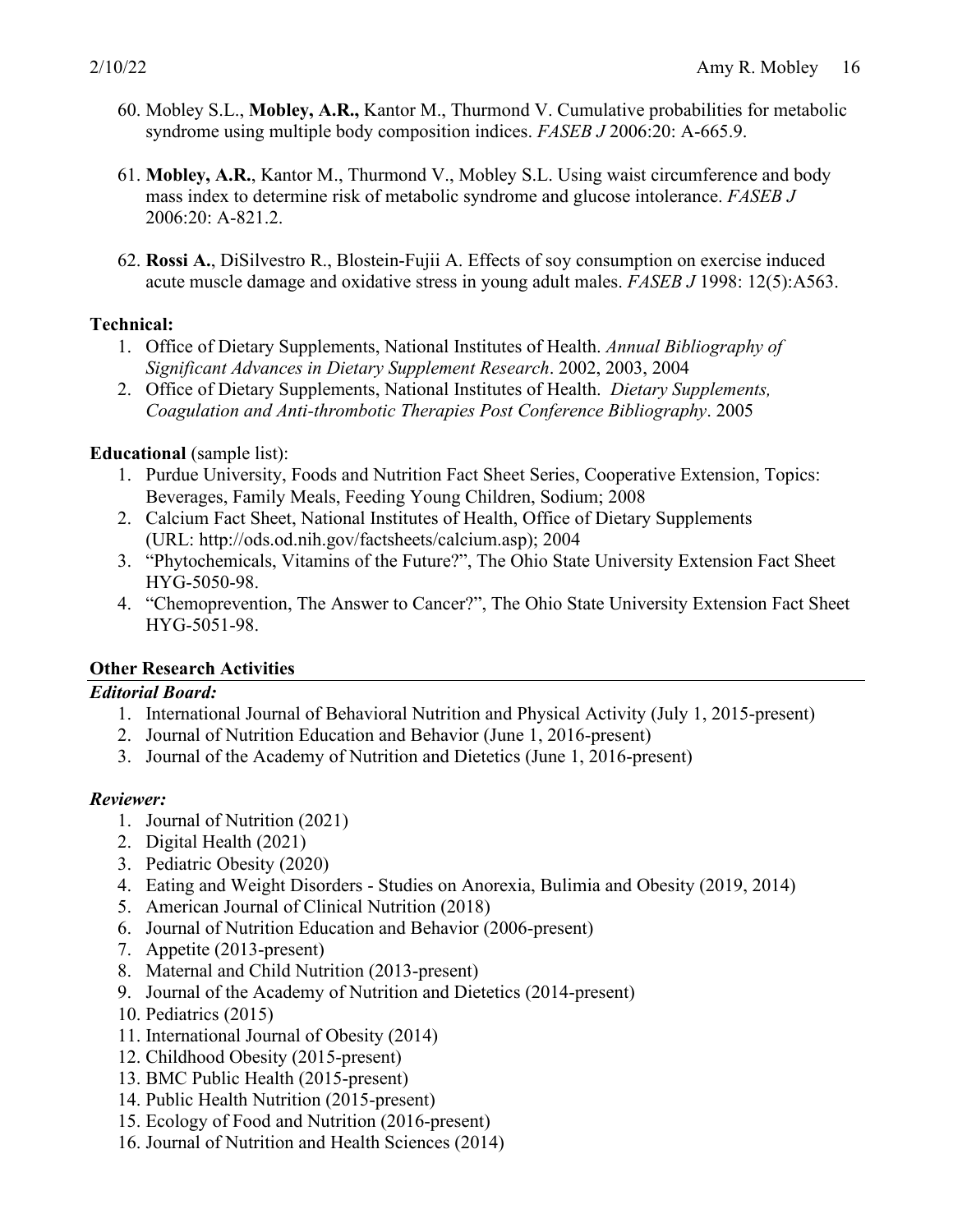60. Mobley S.L., **Mobley, A.R.,** Kantor M., Thurmond V. Cumulative probabilities for metabolic syndrome using multiple body composition indices. *FASEB J* 2006:20: A-665.9.

61. **Mobley, A.R.**, Kantor M., Thurmond V., Mobley S.L. Using waist circumference and body mass index to determine risk of metabolic syndrome and glucose intolerance. *FASEB J* 2006:20: A-821.2.

62. **Rossi A.**, DiSilvestro R., Blostein-Fujii A. Effects of soy consumption on exercise induced acute muscle damage and oxidative stress in young adult males. *FASEB J* 1998: 12(5):A563.

**Technical:**

1. Office of Dietary Supplements, National Institutes of Health. *Annual Bibliography of Significant Advances in Dietary Supplement Research*. 2002, 2003, 2004
2. Office of Dietary Supplements, National Institutes of Health. *Dietary Supplements, Coagulation and Anti-thrombotic Therapies Post Conference Bibliography*. 2005

**Educational** (sample list):

1. Purdue University, Foods and Nutrition Fact Sheet Series, Cooperative Extension, Topics: Beverages, Family Meals, Feeding Young Children, Sodium; 2008
2. Calcium Fact Sheet, National Institutes of Health, Office of Dietary Supplements (URL: http://ods.od.nih.gov/factsheets/calcium.asp); 2004
3. "Phytochemicals, Vitamins of the Future?", The Ohio State University Extension Fact Sheet HYG-5050-98.
4. "Chemoprevention, The Answer to Cancer?", The Ohio State University Extension Fact Sheet HYG-5051-98.

## Other Research Activities

### *Editorial Board:*

1. International Journal of Behavioral Nutrition and Physical Activity (July 1, 2015-present)
2. Journal of Nutrition Education and Behavior (June 1, 2016-present)
3. Journal of the Academy of Nutrition and Dietetics (June 1, 2016-present)

### *Reviewer:*

1. Journal of Nutrition (2021)
2. Digital Health (2021)
3. Pediatric Obesity (2020)
4. Eating and Weight Disorders - Studies on Anorexia, Bulimia and Obesity (2019, 2014)
5. American Journal of Clinical Nutrition (2018)
6. Journal of Nutrition Education and Behavior (2006-present)
7. Appetite (2013-present)
8. Maternal and Child Nutrition (2013-present)
9. Journal of the Academy of Nutrition and Dietetics (2014-present)
10. Pediatrics (2015)
11. International Journal of Obesity (2014)
12. Childhood Obesity (2015-present)
13. BMC Public Health (2015-present)
14. Public Health Nutrition (2015-present)
15. Ecology of Food and Nutrition (2016-present)
16. Journal of Nutrition and Health Sciences (2014)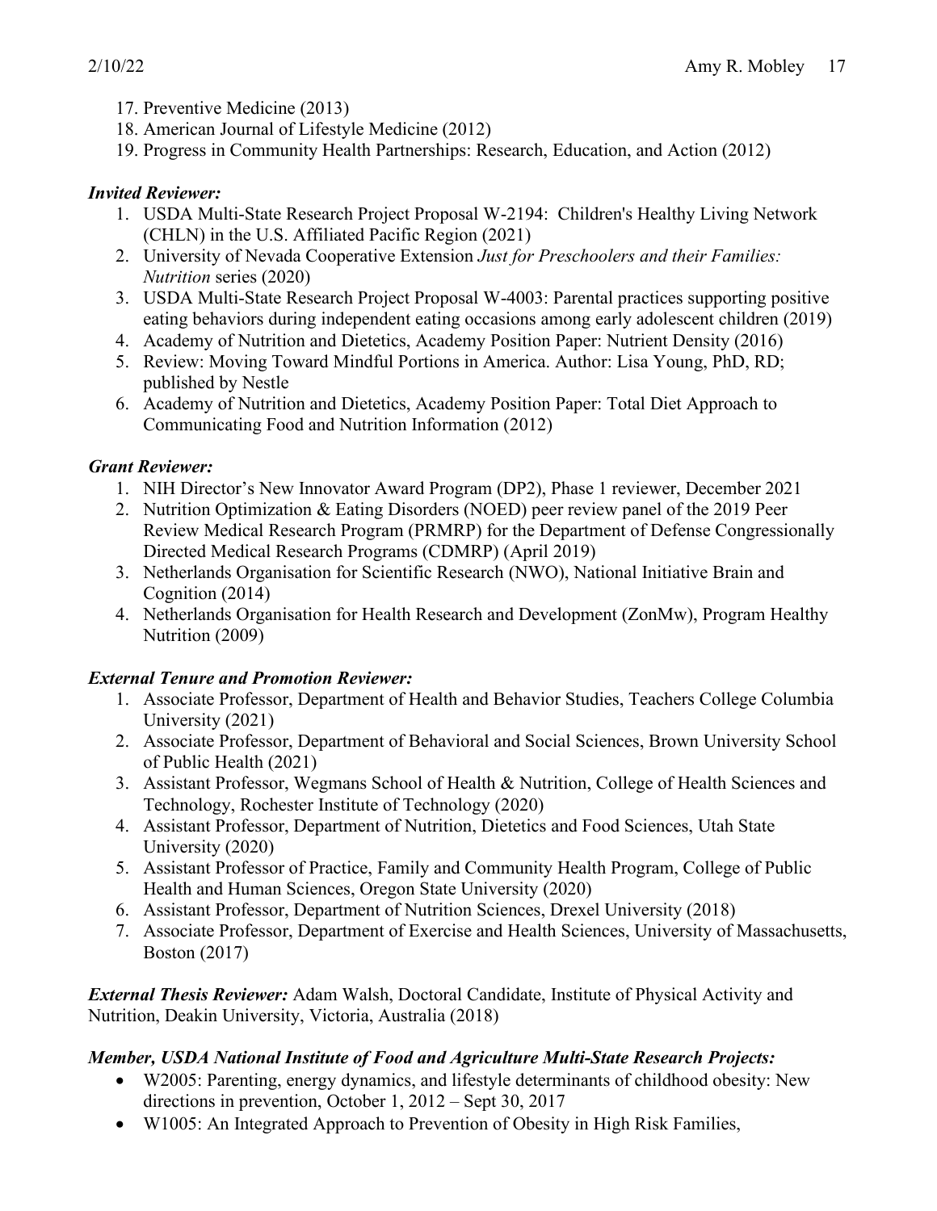17. Preventive Medicine (2013)
18. American Journal of Lifestyle Medicine (2012)
19. Progress in Community Health Partnerships: Research, Education, and Action (2012)

***Invited Reviewer:***

1. USDA Multi-State Research Project Proposal W-2194: Children's Healthy Living Network (CHLN) in the U.S. Affiliated Pacific Region (2021)
2. University of Nevada Cooperative Extension *Just for Preschoolers and their Families: Nutrition* series (2020)
3. USDA Multi-State Research Project Proposal W-4003: Parental practices supporting positive eating behaviors during independent eating occasions among early adolescent children (2019)
4. Academy of Nutrition and Dietetics, Academy Position Paper: Nutrient Density (2016)
5. Review: Moving Toward Mindful Portions in America. Author: Lisa Young, PhD, RD; published by Nestle
6. Academy of Nutrition and Dietetics, Academy Position Paper: Total Diet Approach to Communicating Food and Nutrition Information (2012)

***Grant Reviewer:***

1. NIH Director's New Innovator Award Program (DP2), Phase 1 reviewer, December 2021
2. Nutrition Optimization & Eating Disorders (NOED) peer review panel of the 2019 Peer Review Medical Research Program (PRMRP) for the Department of Defense Congressionally Directed Medical Research Programs (CDMRP) (April 2019)
3. Netherlands Organisation for Scientific Research (NWO), National Initiative Brain and Cognition (2014)
4. Netherlands Organisation for Health Research and Development (ZonMw), Program Healthy Nutrition (2009)

***External Tenure and Promotion Reviewer:***

1. Associate Professor, Department of Health and Behavior Studies, Teachers College Columbia University (2021)
2. Associate Professor, Department of Behavioral and Social Sciences, Brown University School of Public Health (2021)
3. Assistant Professor, Wegmans School of Health & Nutrition, College of Health Sciences and Technology, Rochester Institute of Technology (2020)
4. Assistant Professor, Department of Nutrition, Dietetics and Food Sciences, Utah State University (2020)
5. Assistant Professor of Practice, Family and Community Health Program, College of Public Health and Human Sciences, Oregon State University (2020)
6. Assistant Professor, Department of Nutrition Sciences, Drexel University (2018)
7. Associate Professor, Department of Exercise and Health Sciences, University of Massachusetts, Boston (2017)

***External Thesis Reviewer:*** Adam Walsh, Doctoral Candidate, Institute of Physical Activity and Nutrition, Deakin University, Victoria, Australia (2018)

***Member, USDA National Institute of Food and Agriculture Multi-State Research Projects:***

- W2005: Parenting, energy dynamics, and lifestyle determinants of childhood obesity: New directions in prevention, October 1, 2012 – Sept 30, 2017
- W1005: An Integrated Approach to Prevention of Obesity in High Risk Families,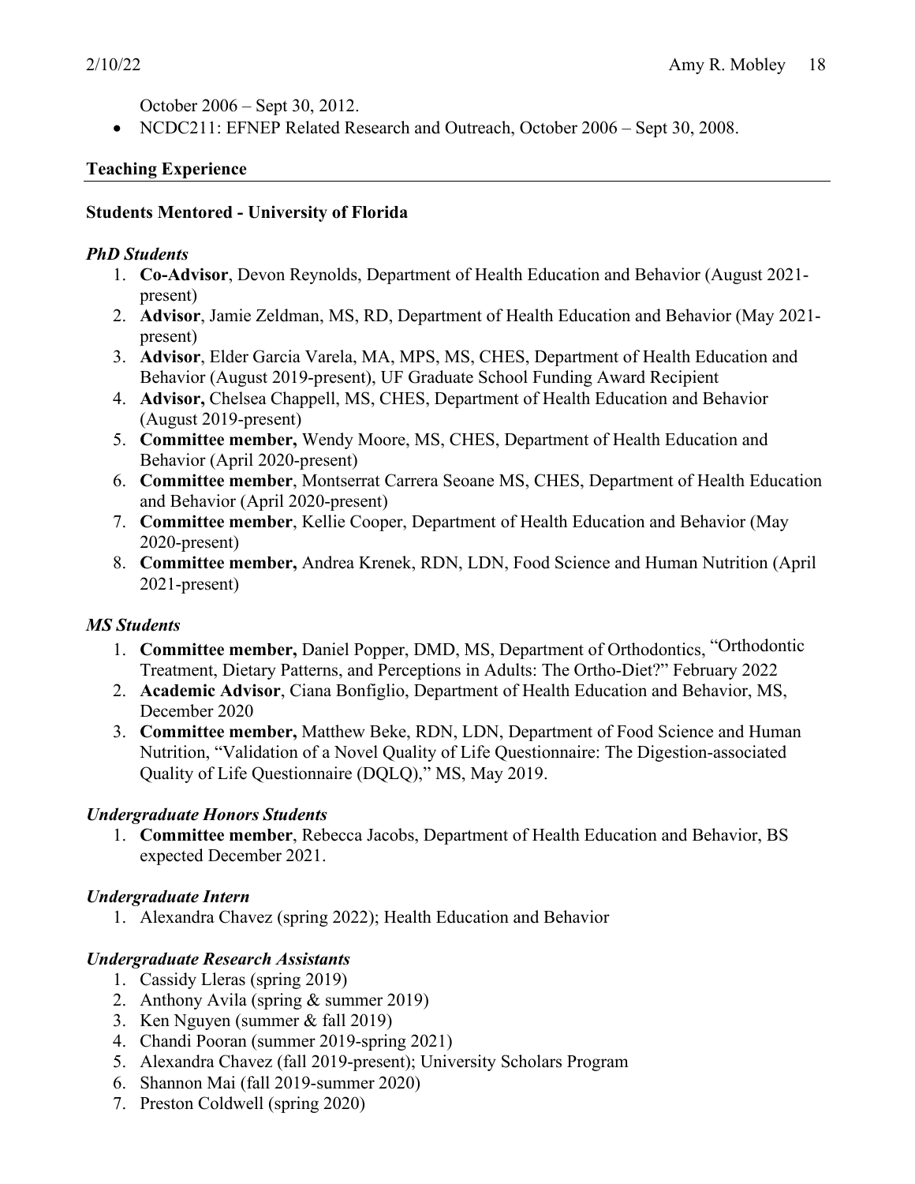October 2006 – Sept 30, 2012.

- NCDC211: EFNEP Related Research and Outreach, October 2006 – Sept 30, 2008.

## Teaching Experience

### Students Mentored - University of Florida

#### *PhD Students*

1. **Co-Advisor**, Devon Reynolds, Department of Health Education and Behavior (August 2021-present)
2. **Advisor**, Jamie Zeldman, MS, RD, Department of Health Education and Behavior (May 2021-present)
3. **Advisor**, Elder Garcia Varela, MA, MPS, MS, CHES, Department of Health Education and Behavior (August 2019-present), UF Graduate School Funding Award Recipient
4. **Advisor,** Chelsea Chappell, MS, CHES, Department of Health Education and Behavior (August 2019-present)
5. **Committee member,** Wendy Moore, MS, CHES, Department of Health Education and Behavior (April 2020-present)
6. **Committee member**, Montserrat Carrera Seoane MS, CHES, Department of Health Education and Behavior (April 2020-present)
7. **Committee member**, Kellie Cooper, Department of Health Education and Behavior (May 2020-present)
8. **Committee member,** Andrea Krenek, RDN, LDN, Food Science and Human Nutrition (April 2021-present)

#### *MS Students*

1. **Committee member,** Daniel Popper, DMD, MS, Department of Orthodontics, "Orthodontic Treatment, Dietary Patterns, and Perceptions in Adults: The Ortho-Diet?" February 2022
2. **Academic Advisor**, Ciana Bonfiglio, Department of Health Education and Behavior, MS, December 2020
3. **Committee member,** Matthew Beke, RDN, LDN, Department of Food Science and Human Nutrition, "Validation of a Novel Quality of Life Questionnaire: The Digestion-associated Quality of Life Questionnaire (DQLQ)," MS, May 2019.

#### *Undergraduate Honors Students*

1. **Committee member**, Rebecca Jacobs, Department of Health Education and Behavior, BS expected December 2021.

#### *Undergraduate Intern*

1. Alexandra Chavez (spring 2022); Health Education and Behavior

#### *Undergraduate Research Assistants*

1. Cassidy Lleras (spring 2019)
2. Anthony Avila (spring & summer 2019)
3. Ken Nguyen (summer & fall 2019)
4. Chandi Pooran (summer 2019-spring 2021)
5. Alexandra Chavez (fall 2019-present); University Scholars Program
6. Shannon Mai (fall 2019-summer 2020)
7. Preston Coldwell (spring 2020)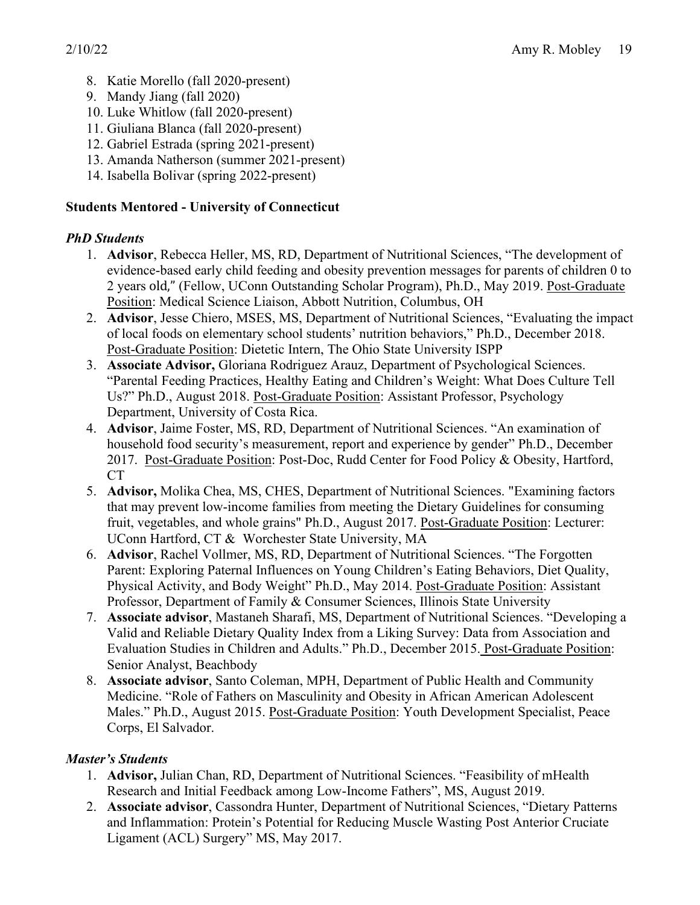8. Katie Morello (fall 2020-present)
9. Mandy Jiang (fall 2020)
10. Luke Whitlow (fall 2020-present)
11. Giuliana Blanca (fall 2020-present)
12. Gabriel Estrada (spring 2021-present)
13. Amanda Natherson (summer 2021-present)
14. Isabella Bolivar (spring 2022-present)

**Students Mentored - University of Connecticut**

***PhD Students***

1. **Advisor**, Rebecca Heller, MS, RD, Department of Nutritional Sciences, "The development of evidence-based early child feeding and obesity prevention messages for parents of children 0 to 2 years old," (Fellow, UConn Outstanding Scholar Program), Ph.D., May 2019. Post-Graduate Position: Medical Science Liaison, Abbott Nutrition, Columbus, OH
2. **Advisor**, Jesse Chiero, MSES, MS, Department of Nutritional Sciences, "Evaluating the impact of local foods on elementary school students' nutrition behaviors," Ph.D., December 2018. Post-Graduate Position: Dietetic Intern, The Ohio State University ISPP
3. **Associate Advisor,** Gloriana Rodriguez Arauz, Department of Psychological Sciences. "Parental Feeding Practices, Healthy Eating and Children's Weight: What Does Culture Tell Us?" Ph.D., August 2018. Post-Graduate Position: Assistant Professor, Psychology Department, University of Costa Rica.
4. **Advisor**, Jaime Foster, MS, RD, Department of Nutritional Sciences. "An examination of household food security's measurement, report and experience by gender" Ph.D., December 2017. Post-Graduate Position: Post-Doc, Rudd Center for Food Policy & Obesity, Hartford, CT
5. **Advisor,** Molika Chea, MS, CHES, Department of Nutritional Sciences. "Examining factors that may prevent low-income families from meeting the Dietary Guidelines for consuming fruit, vegetables, and whole grains" Ph.D., August 2017. Post-Graduate Position: Lecturer: UConn Hartford, CT & Worchester State University, MA
6. **Advisor**, Rachel Vollmer, MS, RD, Department of Nutritional Sciences. "The Forgotten Parent: Exploring Paternal Influences on Young Children's Eating Behaviors, Diet Quality, Physical Activity, and Body Weight" Ph.D., May 2014. Post-Graduate Position: Assistant Professor, Department of Family & Consumer Sciences, Illinois State University
7. **Associate advisor**, Mastaneh Sharafi, MS, Department of Nutritional Sciences. "Developing a Valid and Reliable Dietary Quality Index from a Liking Survey: Data from Association and Evaluation Studies in Children and Adults." Ph.D., December 2015. Post-Graduate Position: Senior Analyst, Beachbody
8. **Associate advisor**, Santo Coleman, MPH, Department of Public Health and Community Medicine. "Role of Fathers on Masculinity and Obesity in African American Adolescent Males." Ph.D., August 2015. Post-Graduate Position: Youth Development Specialist, Peace Corps, El Salvador.

***Master's Students***

1. **Advisor,** Julian Chan, RD, Department of Nutritional Sciences. "Feasibility of mHealth Research and Initial Feedback among Low-Income Fathers", MS, August 2019.
2. **Associate advisor**, Cassondra Hunter, Department of Nutritional Sciences, "Dietary Patterns and Inflammation: Protein's Potential for Reducing Muscle Wasting Post Anterior Cruciate Ligament (ACL) Surgery" MS, May 2017.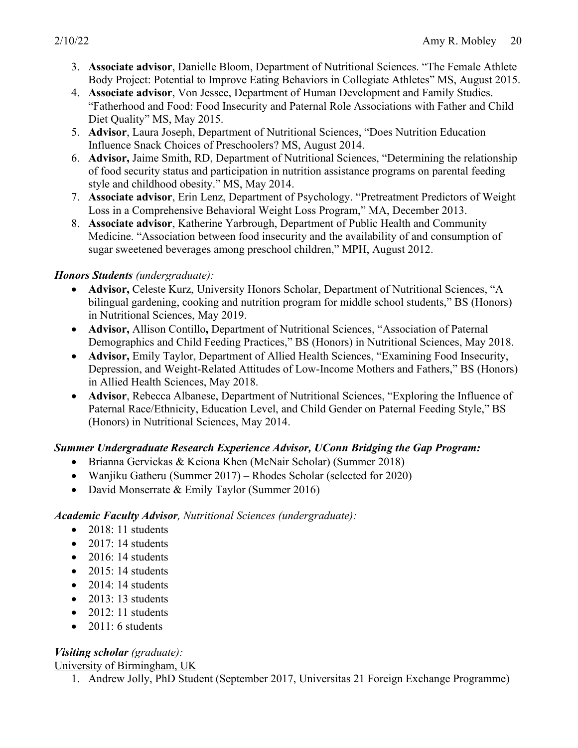3. **Associate advisor**, Danielle Bloom, Department of Nutritional Sciences. "The Female Athlete Body Project: Potential to Improve Eating Behaviors in Collegiate Athletes" MS, August 2015.
4. **Associate advisor**, Von Jessee, Department of Human Development and Family Studies. "Fatherhood and Food: Food Insecurity and Paternal Role Associations with Father and Child Diet Quality" MS, May 2015.
5. **Advisor**, Laura Joseph, Department of Nutritional Sciences, "Does Nutrition Education Influence Snack Choices of Preschoolers? MS, August 2014.
6. **Advisor,** Jaime Smith, RD, Department of Nutritional Sciences, "Determining the relationship of food security status and participation in nutrition assistance programs on parental feeding style and childhood obesity." MS, May 2014.
7. **Associate advisor**, Erin Lenz, Department of Psychology. "Pretreatment Predictors of Weight Loss in a Comprehensive Behavioral Weight Loss Program," MA, December 2013.
8. **Associate advisor**, Katherine Yarbrough, Department of Public Health and Community Medicine. "Association between food insecurity and the availability of and consumption of sugar sweetened beverages among preschool children," MPH, August 2012.

***Honors Students*** *(undergraduate):*

- **Advisor,** Celeste Kurz, University Honors Scholar, Department of Nutritional Sciences, "A bilingual gardening, cooking and nutrition program for middle school students," BS (Honors) in Nutritional Sciences, May 2019.
- **Advisor,** Allison Contillo**,** Department of Nutritional Sciences, "Association of Paternal Demographics and Child Feeding Practices," BS (Honors) in Nutritional Sciences, May 2018.
- **Advisor,** Emily Taylor, Department of Allied Health Sciences, "Examining Food Insecurity, Depression, and Weight-Related Attitudes of Low-Income Mothers and Fathers," BS (Honors) in Allied Health Sciences, May 2018.
- **Advisor**, Rebecca Albanese, Department of Nutritional Sciences, "Exploring the Influence of Paternal Race/Ethnicity, Education Level, and Child Gender on Paternal Feeding Style," BS (Honors) in Nutritional Sciences, May 2014.

***Summer Undergraduate Research Experience Advisor, UConn Bridging the Gap Program:***

- Brianna Gervickas & Keiona Khen (McNair Scholar) (Summer 2018)
- Wanjiku Gatheru (Summer 2017) – Rhodes Scholar (selected for 2020)
- David Monserrate & Emily Taylor (Summer 2016)

***Academic Faculty Advisor****, Nutritional Sciences (undergraduate):*

- 2018: 11 students
- 2017: 14 students
- 2016: 14 students
- 2015: 14 students
- 2014: 14 students
- 2013: 13 students
- 2012: 11 students
- 2011: 6 students

***Visiting scholar*** *(graduate):*

University of Birmingham, UK

1. Andrew Jolly, PhD Student (September 2017, Universitas 21 Foreign Exchange Programme)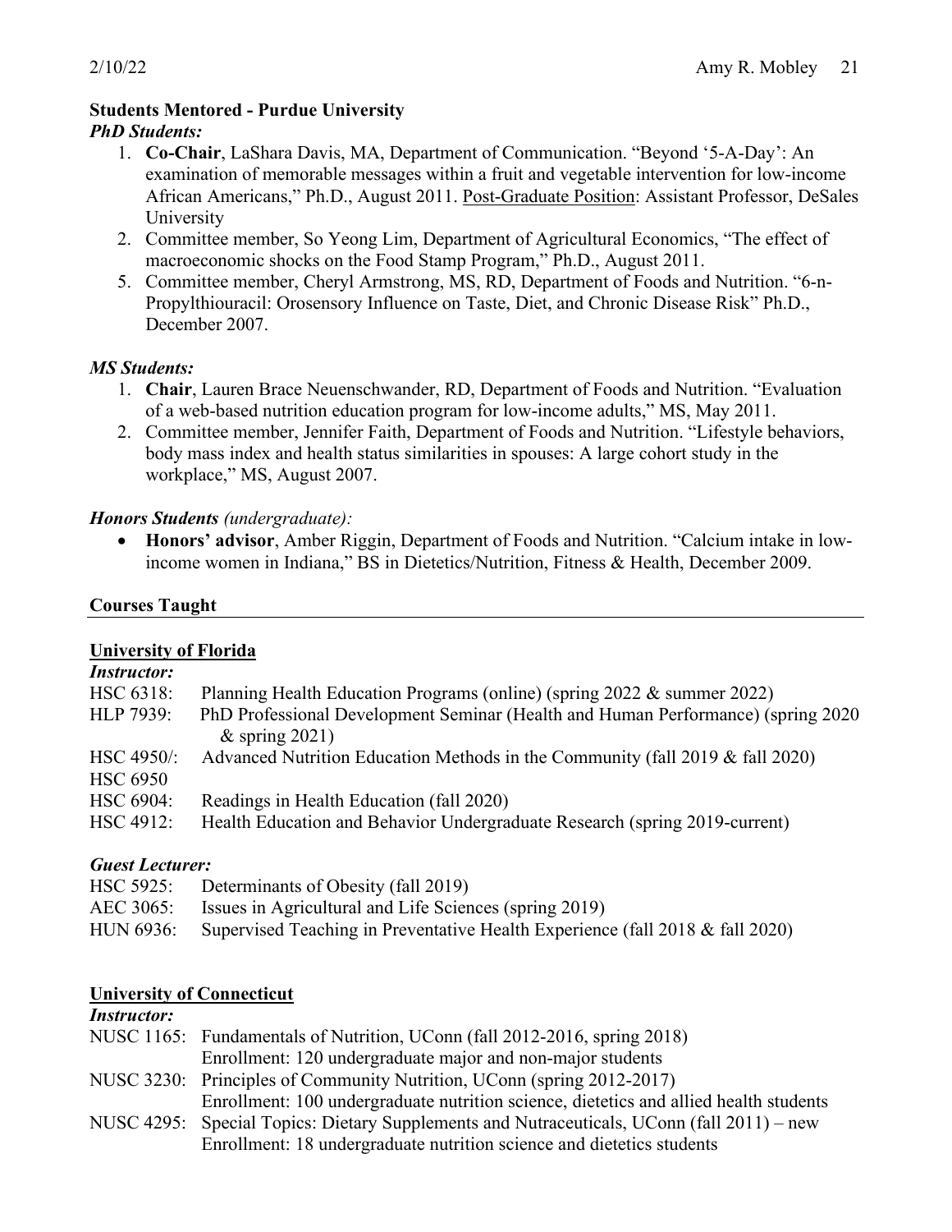### Students Mentored - Purdue University

*PhD Students:*

1. **Co-Chair**, LaShara Davis, MA, Department of Communication. "Beyond '5-A-Day': An examination of memorable messages within a fruit and vegetable intervention for low-income African Americans," Ph.D., August 2011. Post-Graduate Position: Assistant Professor, DeSales University
2. Committee member, So Yeong Lim, Department of Agricultural Economics, "The effect of macroeconomic shocks on the Food Stamp Program," Ph.D., August 2011.
5. Committee member, Cheryl Armstrong, MS, RD, Department of Foods and Nutrition. "6-n-Propylthiouracil: Orosensory Influence on Taste, Diet, and Chronic Disease Risk" Ph.D., December 2007.

*MS Students:*

1. **Chair**, Lauren Brace Neuenschwander, RD, Department of Foods and Nutrition. "Evaluation of a web-based nutrition education program for low-income adults," MS, May 2011.
2. Committee member, Jennifer Faith, Department of Foods and Nutrition. "Lifestyle behaviors, body mass index and health status similarities in spouses: A large cohort study in the workplace," MS, August 2007.

***Honors Students*** *(undergraduate):*

- **Honors' advisor**, Amber Riggin, Department of Foods and Nutrition. "Calcium intake in low-income women in Indiana," BS in Dietetics/Nutrition, Fitness & Health, December 2009.

## Courses Taught

### University of Florida

***Instructor:***

HSC 6318: Planning Health Education Programs (online) (spring 2022 & summer 2022)
HLP 7939: PhD Professional Development Seminar (Health and Human Performance) (spring 2020 & spring 2021)
HSC 4950/: HSC 6950 Advanced Nutrition Education Methods in the Community (fall 2019 & fall 2020)
HSC 6904: Readings in Health Education (fall 2020)
HSC 4912: Health Education and Behavior Undergraduate Research (spring 2019-current)

***Guest Lecturer:***

HSC 5925: Determinants of Obesity (fall 2019)
AEC 3065: Issues in Agricultural and Life Sciences (spring 2019)
HUN 6936: Supervised Teaching in Preventative Health Experience (fall 2018 & fall 2020)

### University of Connecticut

***Instructor:***

NUSC 1165: Fundamentals of Nutrition, UConn (fall 2012-2016, spring 2018)
Enrollment: 120 undergraduate major and non-major students
NUSC 3230: Principles of Community Nutrition, UConn (spring 2012-2017)
Enrollment: 100 undergraduate nutrition science, dietetics and allied health students
NUSC 4295: Special Topics: Dietary Supplements and Nutraceuticals, UConn (fall 2011) – new
Enrollment: 18 undergraduate nutrition science and dietetics students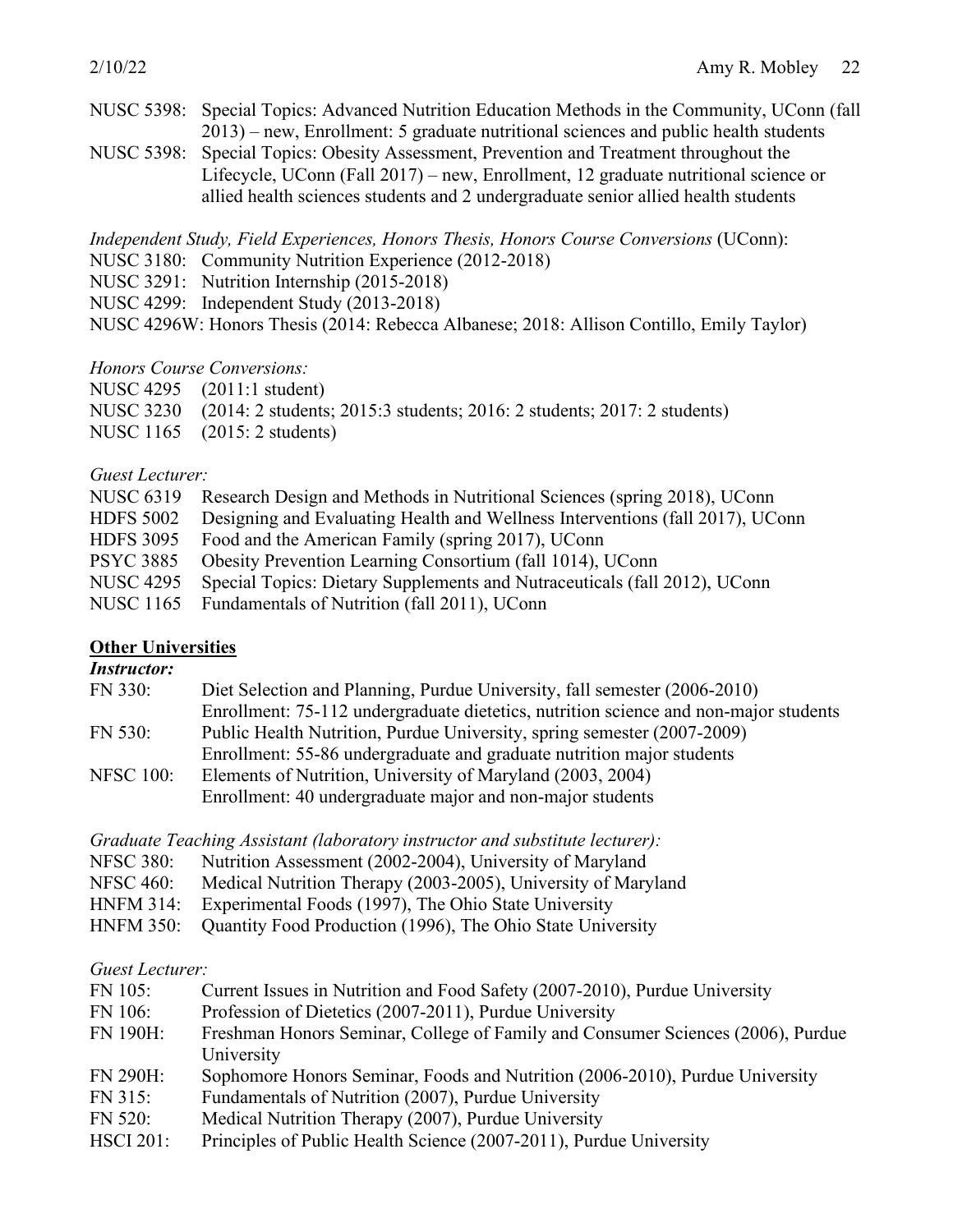NUSC 5398: Special Topics: Advanced Nutrition Education Methods in the Community, UConn (fall 2013) – new, Enrollment: 5 graduate nutritional sciences and public health students

NUSC 5398: Special Topics: Obesity Assessment, Prevention and Treatment throughout the Lifecycle, UConn (Fall 2017) – new, Enrollment, 12 graduate nutritional science or allied health sciences students and 2 undergraduate senior allied health students

*Independent Study, Field Experiences, Honors Thesis, Honors Course Conversions* (UConn):

NUSC 3180: Community Nutrition Experience (2012-2018)
NUSC 3291: Nutrition Internship (2015-2018)
NUSC 4299: Independent Study (2013-2018)
NUSC 4296W: Honors Thesis (2014: Rebecca Albanese; 2018: Allison Contillo, Emily Taylor)

*Honors Course Conversions:*

NUSC 4295 (2011:1 student)
NUSC 3230 (2014: 2 students; 2015:3 students; 2016: 2 students; 2017: 2 students)
NUSC 1165 (2015: 2 students)

*Guest Lecturer:*

NUSC 6319 Research Design and Methods in Nutritional Sciences (spring 2018), UConn
HDFS 5002 Designing and Evaluating Health and Wellness Interventions (fall 2017), UConn
HDFS 3095 Food and the American Family (spring 2017), UConn
PSYC 3885 Obesity Prevention Learning Consortium (fall 1014), UConn
NUSC 4295 Special Topics: Dietary Supplements and Nutraceuticals (fall 2012), UConn
NUSC 1165 Fundamentals of Nutrition (fall 2011), UConn

**Other Universities**

***Instructor:***

FN 330: Diet Selection and Planning, Purdue University, fall semester (2006-2010)
Enrollment: 75-112 undergraduate dietetics, nutrition science and non-major students

FN 530: Public Health Nutrition, Purdue University, spring semester (2007-2009)
Enrollment: 55-86 undergraduate and graduate nutrition major students

NFSC 100: Elements of Nutrition, University of Maryland (2003, 2004)
Enrollment: 40 undergraduate major and non-major students

*Graduate Teaching Assistant (laboratory instructor and substitute lecturer):*

NFSC 380: Nutrition Assessment (2002-2004), University of Maryland
NFSC 460: Medical Nutrition Therapy (2003-2005), University of Maryland
HNFM 314: Experimental Foods (1997), The Ohio State University
HNFM 350: Quantity Food Production (1996), The Ohio State University

*Guest Lecturer:*

FN 105: Current Issues in Nutrition and Food Safety (2007-2010), Purdue University
FN 106: Profession of Dietetics (2007-2011), Purdue University
FN 190H: Freshman Honors Seminar, College of Family and Consumer Sciences (2006), Purdue University
FN 290H: Sophomore Honors Seminar, Foods and Nutrition (2006-2010), Purdue University
FN 315: Fundamentals of Nutrition (2007), Purdue University
FN 520: Medical Nutrition Therapy (2007), Purdue University
HSCI 201: Principles of Public Health Science (2007-2011), Purdue University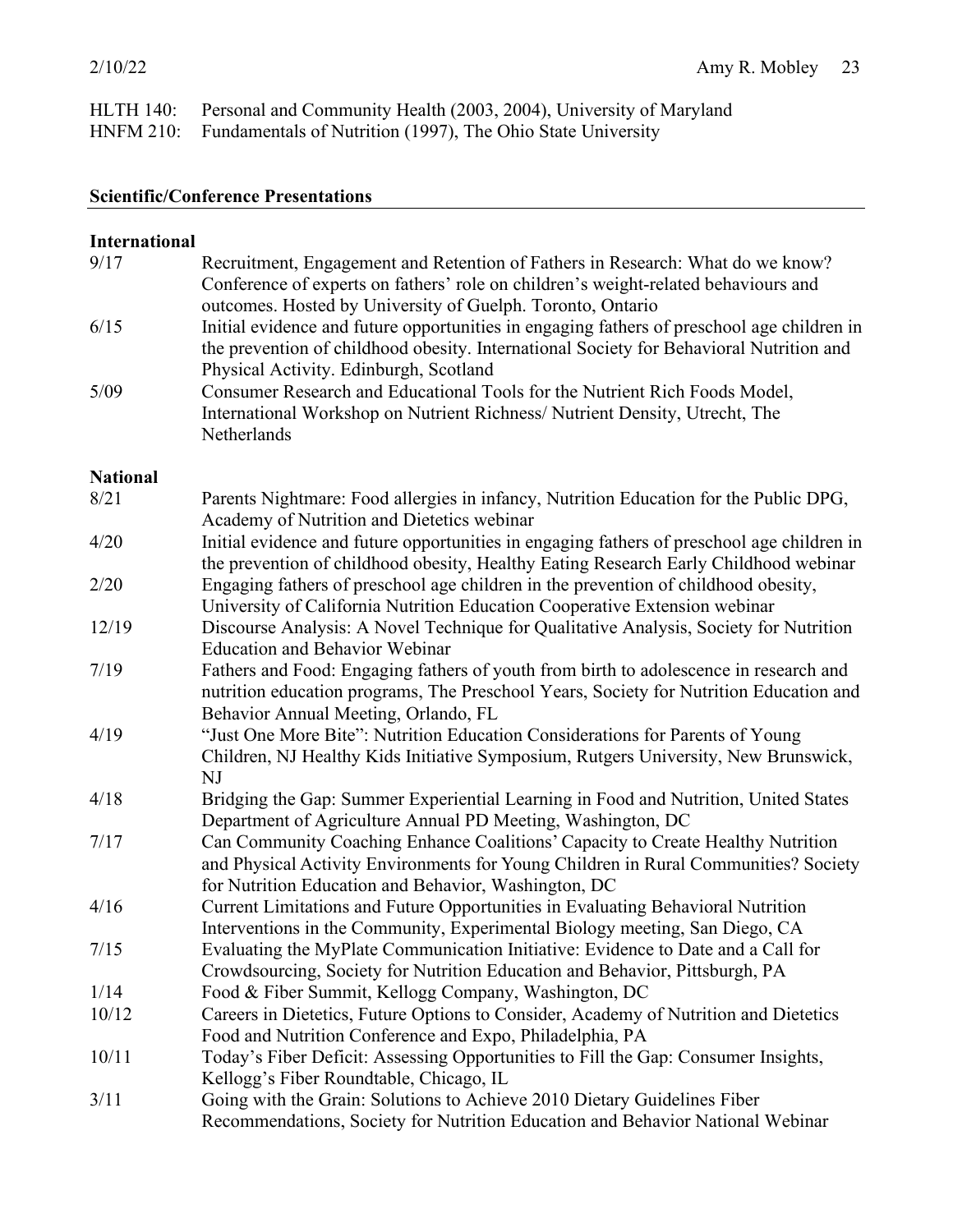HLTH 140: Personal and Community Health (2003, 2004), University of Maryland
HNFM 210: Fundamentals of Nutrition (1997), The Ohio State University

## Scientific/Conference Presentations

### International

| | |
|---|---|
| 9/17 | Recruitment, Engagement and Retention of Fathers in Research: What do we know? Conference of experts on fathers' role on children's weight-related behaviours and outcomes. Hosted by University of Guelph. Toronto, Ontario |
| 6/15 | Initial evidence and future opportunities in engaging fathers of preschool age children in the prevention of childhood obesity. International Society for Behavioral Nutrition and Physical Activity. Edinburgh, Scotland |
| 5/09 | Consumer Research and Educational Tools for the Nutrient Rich Foods Model, International Workshop on Nutrient Richness/ Nutrient Density, Utrecht, The Netherlands |

### National

| | |
|---|---|
| 8/21 | Parents Nightmare: Food allergies in infancy, Nutrition Education for the Public DPG, Academy of Nutrition and Dietetics webinar |
| 4/20 | Initial evidence and future opportunities in engaging fathers of preschool age children in the prevention of childhood obesity, Healthy Eating Research Early Childhood webinar |
| 2/20 | Engaging fathers of preschool age children in the prevention of childhood obesity, University of California Nutrition Education Cooperative Extension webinar |
| 12/19 | Discourse Analysis: A Novel Technique for Qualitative Analysis, Society for Nutrition Education and Behavior Webinar |
| 7/19 | Fathers and Food: Engaging fathers of youth from birth to adolescence in research and nutrition education programs, The Preschool Years, Society for Nutrition Education and Behavior Annual Meeting, Orlando, FL |
| 4/19 | "Just One More Bite": Nutrition Education Considerations for Parents of Young Children, NJ Healthy Kids Initiative Symposium, Rutgers University, New Brunswick, NJ |
| 4/18 | Bridging the Gap: Summer Experiential Learning in Food and Nutrition, United States Department of Agriculture Annual PD Meeting, Washington, DC |
| 7/17 | Can Community Coaching Enhance Coalitions' Capacity to Create Healthy Nutrition and Physical Activity Environments for Young Children in Rural Communities? Society for Nutrition Education and Behavior, Washington, DC |
| 4/16 | Current Limitations and Future Opportunities in Evaluating Behavioral Nutrition Interventions in the Community, Experimental Biology meeting, San Diego, CA |
| 7/15 | Evaluating the MyPlate Communication Initiative: Evidence to Date and a Call for Crowdsourcing, Society for Nutrition Education and Behavior, Pittsburgh, PA |
| 1/14 | Food & Fiber Summit, Kellogg Company, Washington, DC |
| 10/12 | Careers in Dietetics, Future Options to Consider, Academy of Nutrition and Dietetics Food and Nutrition Conference and Expo, Philadelphia, PA |
| 10/11 | Today's Fiber Deficit: Assessing Opportunities to Fill the Gap: Consumer Insights, Kellogg's Fiber Roundtable, Chicago, IL |
| 3/11 | Going with the Grain: Solutions to Achieve 2010 Dietary Guidelines Fiber Recommendations, Society for Nutrition Education and Behavior National Webinar |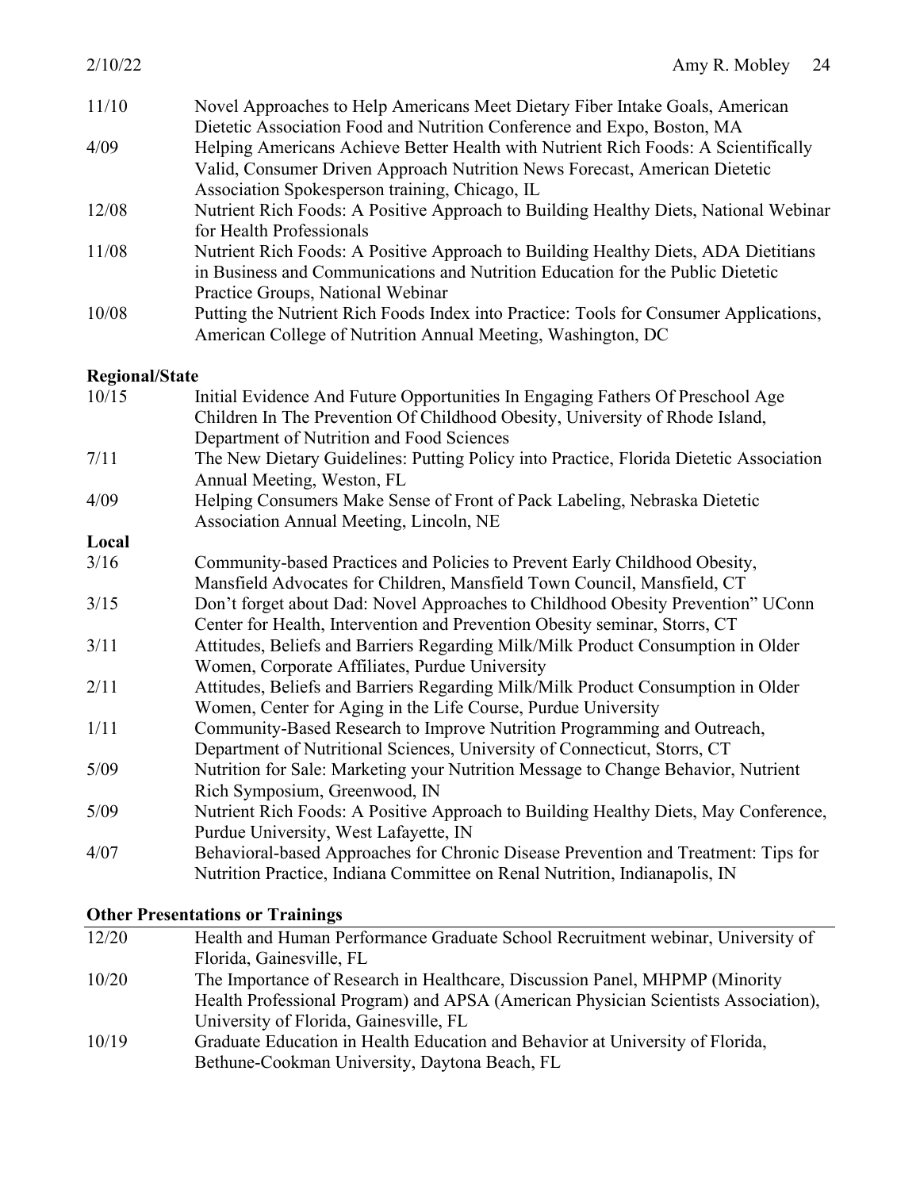11/10 Novel Approaches to Help Americans Meet Dietary Fiber Intake Goals, American Dietetic Association Food and Nutrition Conference and Expo, Boston, MA

4/09 Helping Americans Achieve Better Health with Nutrient Rich Foods: A Scientifically Valid, Consumer Driven Approach Nutrition News Forecast, American Dietetic Association Spokesperson training, Chicago, IL

12/08 Nutrient Rich Foods: A Positive Approach to Building Healthy Diets, National Webinar for Health Professionals

11/08 Nutrient Rich Foods: A Positive Approach to Building Healthy Diets, ADA Dietitians in Business and Communications and Nutrition Education for the Public Dietetic Practice Groups, National Webinar

10/08 Putting the Nutrient Rich Foods Index into Practice: Tools for Consumer Applications, American College of Nutrition Annual Meeting, Washington, DC

**Regional/State**

10/15 Initial Evidence And Future Opportunities In Engaging Fathers Of Preschool Age Children In The Prevention Of Childhood Obesity, University of Rhode Island, Department of Nutrition and Food Sciences

7/11 The New Dietary Guidelines: Putting Policy into Practice, Florida Dietetic Association Annual Meeting, Weston, FL

4/09 Helping Consumers Make Sense of Front of Pack Labeling, Nebraska Dietetic Association Annual Meeting, Lincoln, NE

**Local**

3/16 Community-based Practices and Policies to Prevent Early Childhood Obesity, Mansfield Advocates for Children, Mansfield Town Council, Mansfield, CT

3/15 Don't forget about Dad: Novel Approaches to Childhood Obesity Prevention" UConn Center for Health, Intervention and Prevention Obesity seminar, Storrs, CT

3/11 Attitudes, Beliefs and Barriers Regarding Milk/Milk Product Consumption in Older Women, Corporate Affiliates, Purdue University

2/11 Attitudes, Beliefs and Barriers Regarding Milk/Milk Product Consumption in Older Women, Center for Aging in the Life Course, Purdue University

1/11 Community-Based Research to Improve Nutrition Programming and Outreach, Department of Nutritional Sciences, University of Connecticut, Storrs, CT

5/09 Nutrition for Sale: Marketing your Nutrition Message to Change Behavior, Nutrient Rich Symposium, Greenwood, IN

5/09 Nutrient Rich Foods: A Positive Approach to Building Healthy Diets, May Conference, Purdue University, West Lafayette, IN

4/07 Behavioral-based Approaches for Chronic Disease Prevention and Treatment: Tips for Nutrition Practice, Indiana Committee on Renal Nutrition, Indianapolis, IN

**Other Presentations or Trainings**

12/20 Health and Human Performance Graduate School Recruitment webinar, University of Florida, Gainesville, FL

10/20 The Importance of Research in Healthcare, Discussion Panel, MHPMP (Minority Health Professional Program) and APSA (American Physician Scientists Association), University of Florida, Gainesville, FL

10/19 Graduate Education in Health Education and Behavior at University of Florida, Bethune-Cookman University, Daytona Beach, FL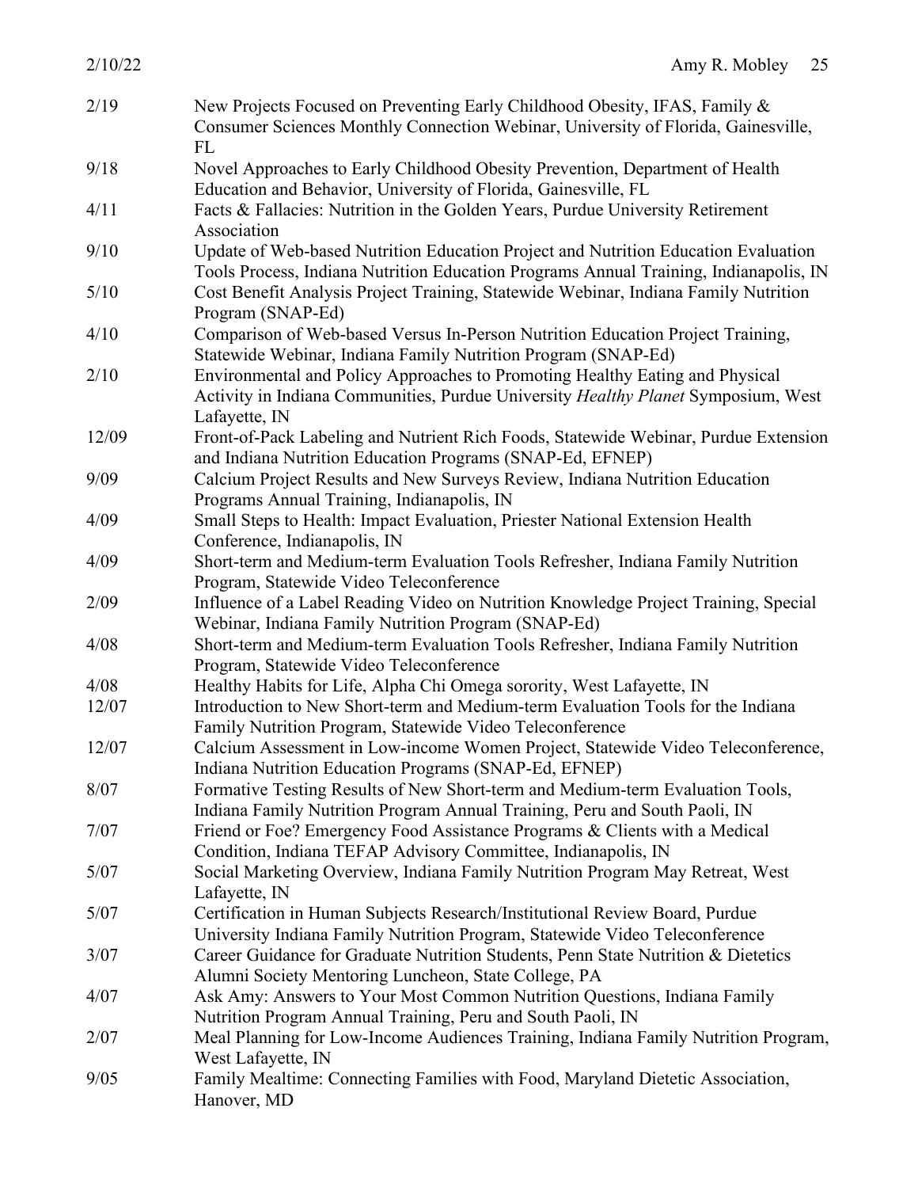2/19 New Projects Focused on Preventing Early Childhood Obesity, IFAS, Family & Consumer Sciences Monthly Connection Webinar, University of Florida, Gainesville, FL

9/18 Novel Approaches to Early Childhood Obesity Prevention, Department of Health Education and Behavior, University of Florida, Gainesville, FL

4/11 Facts & Fallacies: Nutrition in the Golden Years, Purdue University Retirement Association

9/10 Update of Web-based Nutrition Education Project and Nutrition Education Evaluation Tools Process, Indiana Nutrition Education Programs Annual Training, Indianapolis, IN

5/10 Cost Benefit Analysis Project Training, Statewide Webinar, Indiana Family Nutrition Program (SNAP-Ed)

4/10 Comparison of Web-based Versus In-Person Nutrition Education Project Training, Statewide Webinar, Indiana Family Nutrition Program (SNAP-Ed)

2/10 Environmental and Policy Approaches to Promoting Healthy Eating and Physical Activity in Indiana Communities, Purdue University *Healthy Planet* Symposium, West Lafayette, IN

12/09 Front-of-Pack Labeling and Nutrient Rich Foods, Statewide Webinar, Purdue Extension and Indiana Nutrition Education Programs (SNAP-Ed, EFNEP)

9/09 Calcium Project Results and New Surveys Review, Indiana Nutrition Education Programs Annual Training, Indianapolis, IN

4/09 Small Steps to Health: Impact Evaluation, Priester National Extension Health Conference, Indianapolis, IN

4/09 Short-term and Medium-term Evaluation Tools Refresher, Indiana Family Nutrition Program, Statewide Video Teleconference

2/09 Influence of a Label Reading Video on Nutrition Knowledge Project Training, Special Webinar, Indiana Family Nutrition Program (SNAP-Ed)

4/08 Short-term and Medium-term Evaluation Tools Refresher, Indiana Family Nutrition Program, Statewide Video Teleconference

4/08 Healthy Habits for Life, Alpha Chi Omega sorority, West Lafayette, IN

12/07 Introduction to New Short-term and Medium-term Evaluation Tools for the Indiana Family Nutrition Program, Statewide Video Teleconference

12/07 Calcium Assessment in Low-income Women Project, Statewide Video Teleconference, Indiana Nutrition Education Programs (SNAP-Ed, EFNEP)

8/07 Formative Testing Results of New Short-term and Medium-term Evaluation Tools, Indiana Family Nutrition Program Annual Training, Peru and South Paoli, IN

7/07 Friend or Foe? Emergency Food Assistance Programs & Clients with a Medical Condition, Indiana TEFAP Advisory Committee, Indianapolis, IN

5/07 Social Marketing Overview, Indiana Family Nutrition Program May Retreat, West Lafayette, IN

5/07 Certification in Human Subjects Research/Institutional Review Board, Purdue University Indiana Family Nutrition Program, Statewide Video Teleconference

3/07 Career Guidance for Graduate Nutrition Students, Penn State Nutrition & Dietetics Alumni Society Mentoring Luncheon, State College, PA

4/07 Ask Amy: Answers to Your Most Common Nutrition Questions, Indiana Family Nutrition Program Annual Training, Peru and South Paoli, IN

2/07 Meal Planning for Low-Income Audiences Training, Indiana Family Nutrition Program, West Lafayette, IN

9/05 Family Mealtime: Connecting Families with Food, Maryland Dietetic Association, Hanover, MD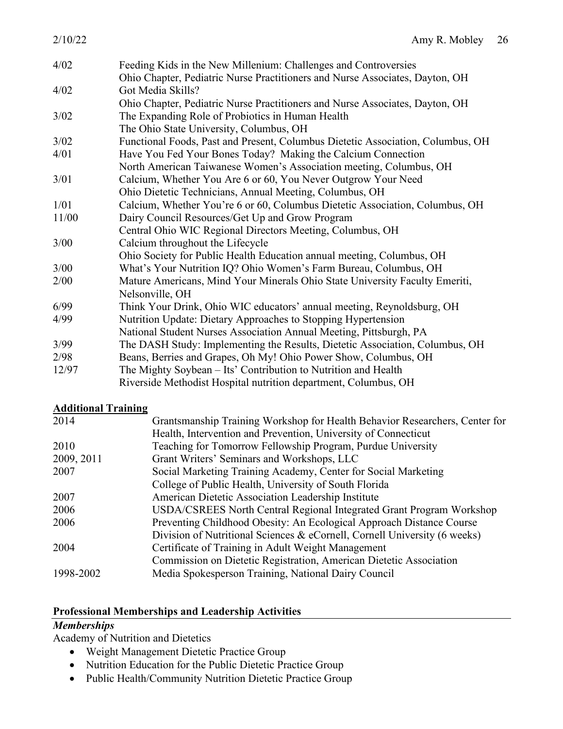| | |
|---|---|
| 4/02 | Feeding Kids in the New Millenium: Challenges and Controversies<br>Ohio Chapter, Pediatric Nurse Practitioners and Nurse Associates, Dayton, OH |
| 4/02 | Got Media Skills?<br>Ohio Chapter, Pediatric Nurse Practitioners and Nurse Associates, Dayton, OH |
| 3/02 | The Expanding Role of Probiotics in Human Health<br>The Ohio State University, Columbus, OH |
| 3/02 | Functional Foods, Past and Present, Columbus Dietetic Association, Columbus, OH |
| 4/01 | Have You Fed Your Bones Today? Making the Calcium Connection<br>North American Taiwanese Women's Association meeting, Columbus, OH |
| 3/01 | Calcium, Whether You Are 6 or 60, You Never Outgrow Your Need<br>Ohio Dietetic Technicians, Annual Meeting, Columbus, OH |
| 1/01 | Calcium, Whether You're 6 or 60, Columbus Dietetic Association, Columbus, OH |
| 11/00 | Dairy Council Resources/Get Up and Grow Program<br>Central Ohio WIC Regional Directors Meeting, Columbus, OH |
| 3/00 | Calcium throughout the Lifecycle<br>Ohio Society for Public Health Education annual meeting, Columbus, OH |
| 3/00 | What's Your Nutrition IQ? Ohio Women's Farm Bureau, Columbus, OH |
| 2/00 | Mature Americans, Mind Your Minerals Ohio State University Faculty Emeriti, Nelsonville, OH |
| 6/99 | Think Your Drink, Ohio WIC educators' annual meeting, Reynoldsburg, OH |
| 4/99 | Nutrition Update: Dietary Approaches to Stopping Hypertension<br>National Student Nurses Association Annual Meeting, Pittsburgh, PA |
| 3/99 | The DASH Study: Implementing the Results, Dietetic Association, Columbus, OH |
| 2/98 | Beans, Berries and Grapes, Oh My! Ohio Power Show, Columbus, OH |
| 12/97 | The Mighty Soybean – Its' Contribution to Nutrition and Health<br>Riverside Methodist Hospital nutrition department, Columbus, OH |

**Additional Training**

| | |
|---|---|
| 2014 | Grantsmanship Training Workshop for Health Behavior Researchers, Center for Health, Intervention and Prevention, University of Connecticut |
| 2010 | Teaching for Tomorrow Fellowship Program, Purdue University |
| 2009, 2011 | Grant Writers' Seminars and Workshops, LLC |
| 2007 | Social Marketing Training Academy, Center for Social Marketing<br>College of Public Health, University of South Florida |
| 2007 | American Dietetic Association Leadership Institute |
| 2006 | USDA/CSREES North Central Regional Integrated Grant Program Workshop |
| 2006 | Preventing Childhood Obesity: An Ecological Approach Distance Course<br>Division of Nutritional Sciences & eCornell, Cornell University (6 weeks) |
| 2004 | Certificate of Training in Adult Weight Management<br>Commission on Dietetic Registration, American Dietetic Association |
| 1998-2002 | Media Spokesperson Training, National Dairy Council |

## Professional Memberships and Leadership Activities

***Memberships***

Academy of Nutrition and Dietetics

- Weight Management Dietetic Practice Group
- Nutrition Education for the Public Dietetic Practice Group
- Public Health/Community Nutrition Dietetic Practice Group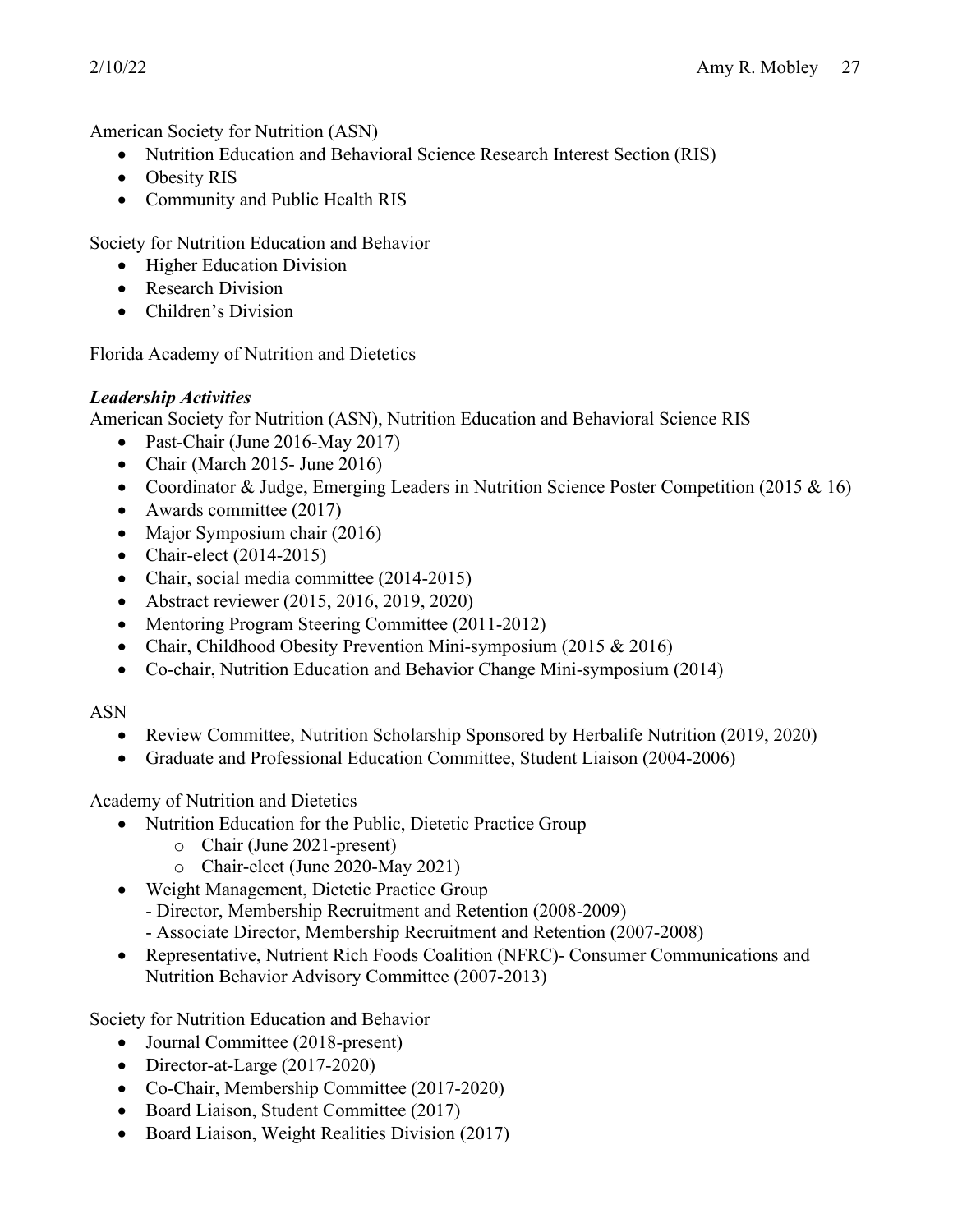American Society for Nutrition (ASN)

- Nutrition Education and Behavioral Science Research Interest Section (RIS)
- Obesity RIS
- Community and Public Health RIS

Society for Nutrition Education and Behavior

- Higher Education Division
- Research Division
- Children's Division

Florida Academy of Nutrition and Dietetics

***Leadership Activities***

American Society for Nutrition (ASN), Nutrition Education and Behavioral Science RIS

- Past-Chair (June 2016-May 2017)
- Chair (March 2015- June 2016)
- Coordinator & Judge, Emerging Leaders in Nutrition Science Poster Competition (2015 & 16)
- Awards committee (2017)
- Major Symposium chair (2016)
- Chair-elect (2014-2015)
- Chair, social media committee (2014-2015)
- Abstract reviewer (2015, 2016, 2019, 2020)
- Mentoring Program Steering Committee (2011-2012)
- Chair, Childhood Obesity Prevention Mini-symposium (2015 & 2016)
- Co-chair, Nutrition Education and Behavior Change Mini-symposium (2014)

ASN

- Review Committee, Nutrition Scholarship Sponsored by Herbalife Nutrition (2019, 2020)
- Graduate and Professional Education Committee, Student Liaison (2004-2006)

Academy of Nutrition and Dietetics

- Nutrition Education for the Public, Dietetic Practice Group
  - Chair (June 2021-present)
  - Chair-elect (June 2020-May 2021)
- Weight Management, Dietetic Practice Group
  - Director, Membership Recruitment and Retention (2008-2009)
  - Associate Director, Membership Recruitment and Retention (2007-2008)
- Representative, Nutrient Rich Foods Coalition (NFRC)- Consumer Communications and Nutrition Behavior Advisory Committee (2007-2013)

Society for Nutrition Education and Behavior

- Journal Committee (2018-present)
- Director-at-Large (2017-2020)
- Co-Chair, Membership Committee (2017-2020)
- Board Liaison, Student Committee (2017)
- Board Liaison, Weight Realities Division (2017)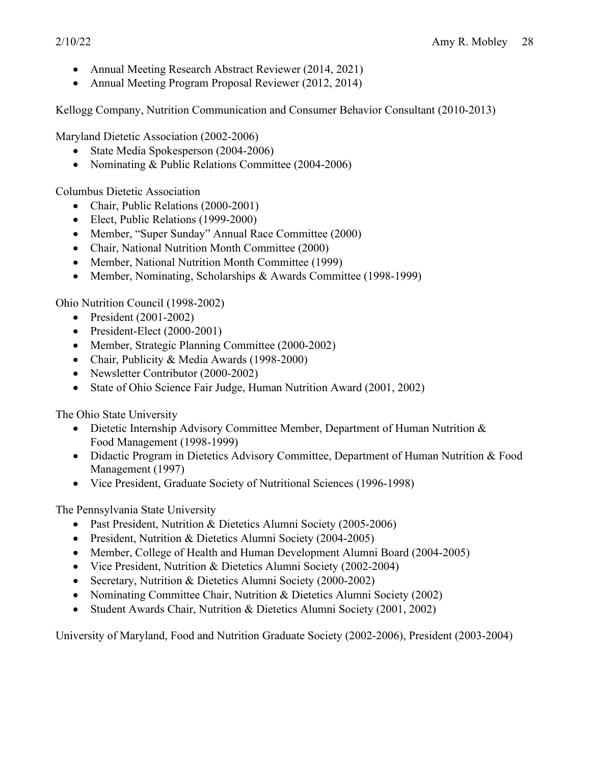- Annual Meeting Research Abstract Reviewer (2014, 2021)
- Annual Meeting Program Proposal Reviewer (2012, 2014)

Kellogg Company, Nutrition Communication and Consumer Behavior Consultant (2010-2013)

Maryland Dietetic Association (2002-2006)

- State Media Spokesperson (2004-2006)
- Nominating & Public Relations Committee (2004-2006)

Columbus Dietetic Association

- Chair, Public Relations (2000-2001)
- Elect, Public Relations (1999-2000)
- Member, "Super Sunday" Annual Race Committee (2000)
- Chair, National Nutrition Month Committee (2000)
- Member, National Nutrition Month Committee (1999)
- Member, Nominating, Scholarships & Awards Committee (1998-1999)

Ohio Nutrition Council (1998-2002)

- President (2001-2002)
- President-Elect (2000-2001)
- Member, Strategic Planning Committee (2000-2002)
- Chair, Publicity & Media Awards (1998-2000)
- Newsletter Contributor (2000-2002)
- State of Ohio Science Fair Judge, Human Nutrition Award (2001, 2002)

The Ohio State University

- Dietetic Internship Advisory Committee Member, Department of Human Nutrition & Food Management (1998-1999)
- Didactic Program in Dietetics Advisory Committee, Department of Human Nutrition & Food Management (1997)
- Vice President, Graduate Society of Nutritional Sciences (1996-1998)

The Pennsylvania State University

- Past President, Nutrition & Dietetics Alumni Society (2005-2006)
- President, Nutrition & Dietetics Alumni Society (2004-2005)
- Member, College of Health and Human Development Alumni Board (2004-2005)
- Vice President, Nutrition & Dietetics Alumni Society (2002-2004)
- Secretary, Nutrition & Dietetics Alumni Society (2000-2002)
- Nominating Committee Chair, Nutrition & Dietetics Alumni Society (2002)
- Student Awards Chair, Nutrition & Dietetics Alumni Society (2001, 2002)

University of Maryland, Food and Nutrition Graduate Society (2002-2006), President (2003-2004)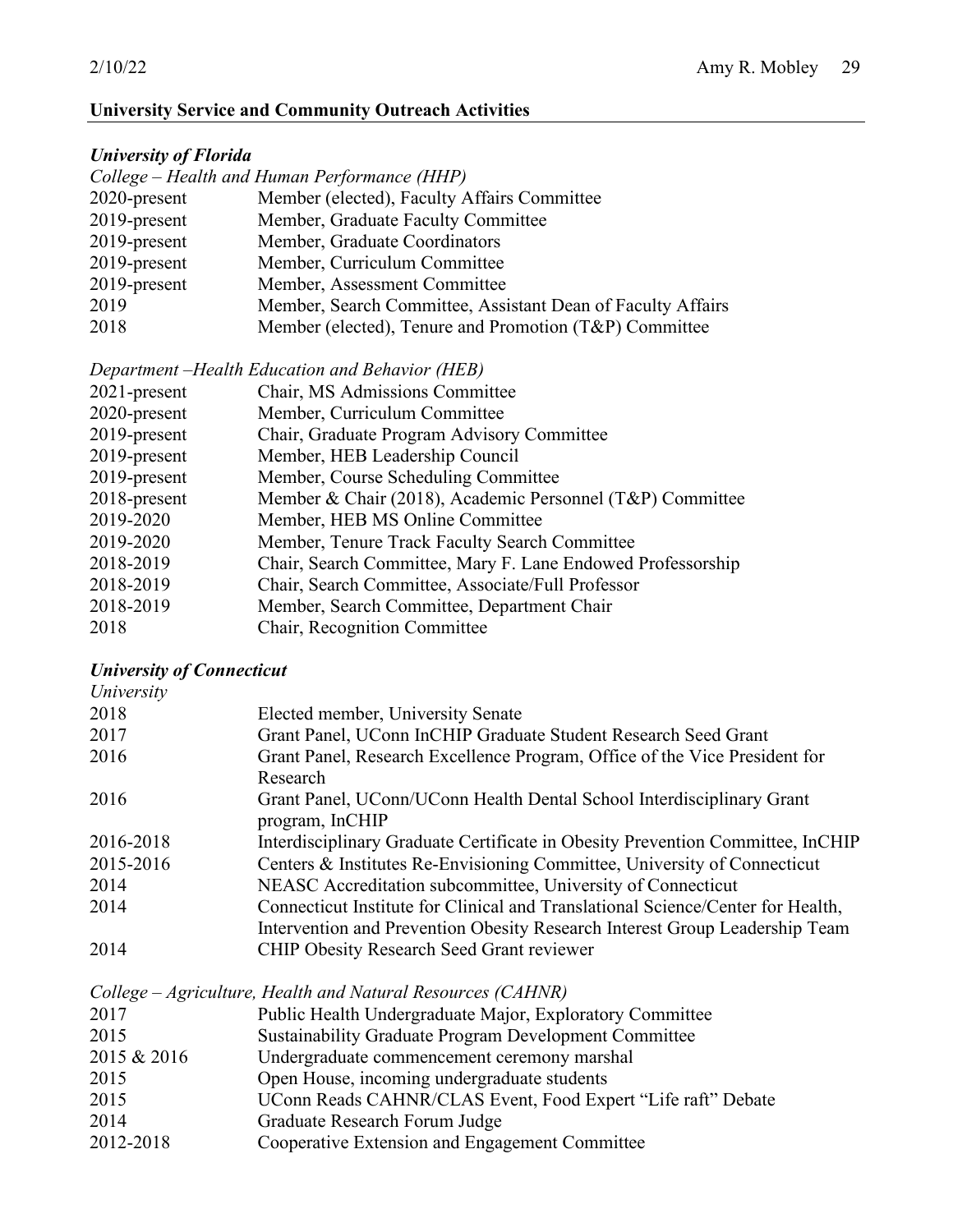## University Service and Community Outreach Activities

### *University of Florida*

*College – Health and Human Performance (HHP)*

| | |
|---|---|
| 2020-present | Member (elected), Faculty Affairs Committee |
| 2019-present | Member, Graduate Faculty Committee |
| 2019-present | Member, Graduate Coordinators |
| 2019-present | Member, Curriculum Committee |
| 2019-present | Member, Assessment Committee |
| 2019 | Member, Search Committee, Assistant Dean of Faculty Affairs |
| 2018 | Member (elected), Tenure and Promotion (T&P) Committee |

*Department –Health Education and Behavior (HEB)*

| | |
|---|---|
| 2021-present | Chair, MS Admissions Committee |
| 2020-present | Member, Curriculum Committee |
| 2019-present | Chair, Graduate Program Advisory Committee |
| 2019-present | Member, HEB Leadership Council |
| 2019-present | Member, Course Scheduling Committee |
| 2018-present | Member & Chair (2018), Academic Personnel (T&P) Committee |
| 2019-2020 | Member, HEB MS Online Committee |
| 2019-2020 | Member, Tenure Track Faculty Search Committee |
| 2018-2019 | Chair, Search Committee, Mary F. Lane Endowed Professorship |
| 2018-2019 | Chair, Search Committee, Associate/Full Professor |
| 2018-2019 | Member, Search Committee, Department Chair |
| 2018 | Chair, Recognition Committee |

### *University of Connecticut*

*University*

| | |
|---|---|
| 2018 | Elected member, University Senate |
| 2017 | Grant Panel, UConn InCHIP Graduate Student Research Seed Grant |
| 2016 | Grant Panel, Research Excellence Program, Office of the Vice President for Research |
| 2016 | Grant Panel, UConn/UConn Health Dental School Interdisciplinary Grant program, InCHIP |
| 2016-2018 | Interdisciplinary Graduate Certificate in Obesity Prevention Committee, InCHIP |
| 2015-2016 | Centers & Institutes Re-Envisioning Committee, University of Connecticut |
| 2014 | NEASC Accreditation subcommittee, University of Connecticut |
| 2014 | Connecticut Institute for Clinical and Translational Science/Center for Health, Intervention and Prevention Obesity Research Interest Group Leadership Team |
| 2014 | CHIP Obesity Research Seed Grant reviewer |

*College – Agriculture, Health and Natural Resources (CAHNR)*

| | |
|---|---|
| 2017 | Public Health Undergraduate Major, Exploratory Committee |
| 2015 | Sustainability Graduate Program Development Committee |
| 2015 & 2016 | Undergraduate commencement ceremony marshal |
| 2015 | Open House, incoming undergraduate students |
| 2015 | UConn Reads CAHNR/CLAS Event, Food Expert "Life raft" Debate |
| 2014 | Graduate Research Forum Judge |
| 2012-2018 | Cooperative Extension and Engagement Committee |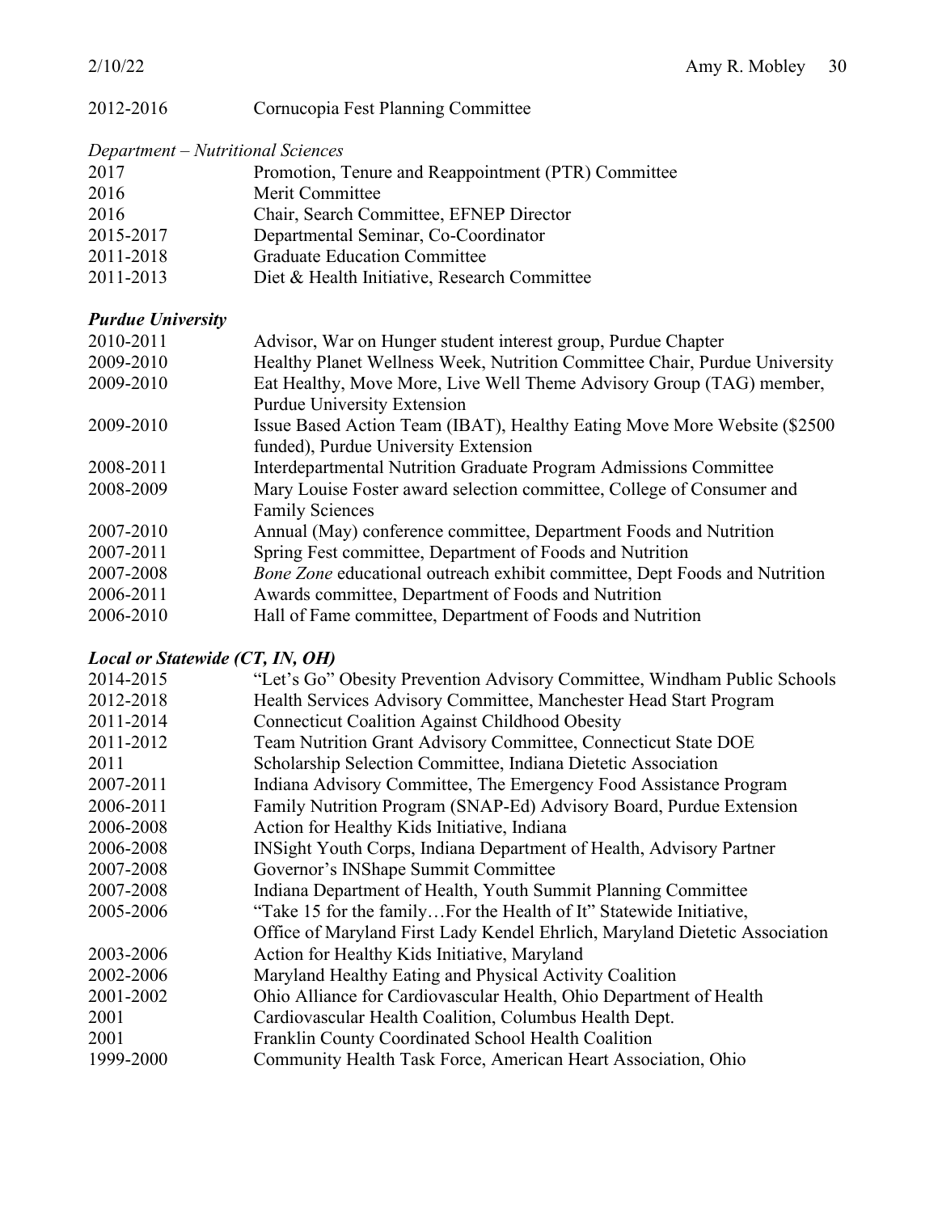2012-2016 Cornucopia Fest Planning Committee

*Department – Nutritional Sciences*

| | |
|---|---|
| 2017 | Promotion, Tenure and Reappointment (PTR) Committee |
| 2016 | Merit Committee |
| 2016 | Chair, Search Committee, EFNEP Director |
| 2015-2017 | Departmental Seminar, Co-Coordinator |
| 2011-2018 | Graduate Education Committee |
| 2011-2013 | Diet & Health Initiative, Research Committee |

***Purdue University***

| | |
|---|---|
| 2010-2011 | Advisor, War on Hunger student interest group, Purdue Chapter |
| 2009-2010 | Healthy Planet Wellness Week, Nutrition Committee Chair, Purdue University |
| 2009-2010 | Eat Healthy, Move More, Live Well Theme Advisory Group (TAG) member, Purdue University Extension |
| 2009-2010 | Issue Based Action Team (IBAT), Healthy Eating Move More Website ($2500 funded), Purdue University Extension |
| 2008-2011 | Interdepartmental Nutrition Graduate Program Admissions Committee |
| 2008-2009 | Mary Louise Foster award selection committee, College of Consumer and Family Sciences |
| 2007-2010 | Annual (May) conference committee, Department Foods and Nutrition |
| 2007-2011 | Spring Fest committee, Department of Foods and Nutrition |
| 2007-2008 | *Bone Zone* educational outreach exhibit committee, Dept Foods and Nutrition |
| 2006-2011 | Awards committee, Department of Foods and Nutrition |
| 2006-2010 | Hall of Fame committee, Department of Foods and Nutrition |

***Local or Statewide (CT, IN, OH)***

| | |
|---|---|
| 2014-2015 | "Let's Go" Obesity Prevention Advisory Committee, Windham Public Schools |
| 2012-2018 | Health Services Advisory Committee, Manchester Head Start Program |
| 2011-2014 | Connecticut Coalition Against Childhood Obesity |
| 2011-2012 | Team Nutrition Grant Advisory Committee, Connecticut State DOE |
| 2011 | Scholarship Selection Committee, Indiana Dietetic Association |
| 2007-2011 | Indiana Advisory Committee, The Emergency Food Assistance Program |
| 2006-2011 | Family Nutrition Program (SNAP-Ed) Advisory Board, Purdue Extension |
| 2006-2008 | Action for Healthy Kids Initiative, Indiana |
| 2006-2008 | INSight Youth Corps, Indiana Department of Health, Advisory Partner |
| 2007-2008 | Governor's INShape Summit Committee |
| 2007-2008 | Indiana Department of Health, Youth Summit Planning Committee |
| 2005-2006 | "Take 15 for the family…For the Health of It" Statewide Initiative, Office of Maryland First Lady Kendel Ehrlich, Maryland Dietetic Association |
| 2003-2006 | Action for Healthy Kids Initiative, Maryland |
| 2002-2006 | Maryland Healthy Eating and Physical Activity Coalition |
| 2001-2002 | Ohio Alliance for Cardiovascular Health, Ohio Department of Health |
| 2001 | Cardiovascular Health Coalition, Columbus Health Dept. |
| 2001 | Franklin County Coordinated School Health Coalition |
| 1999-2000 | Community Health Task Force, American Heart Association, Ohio |